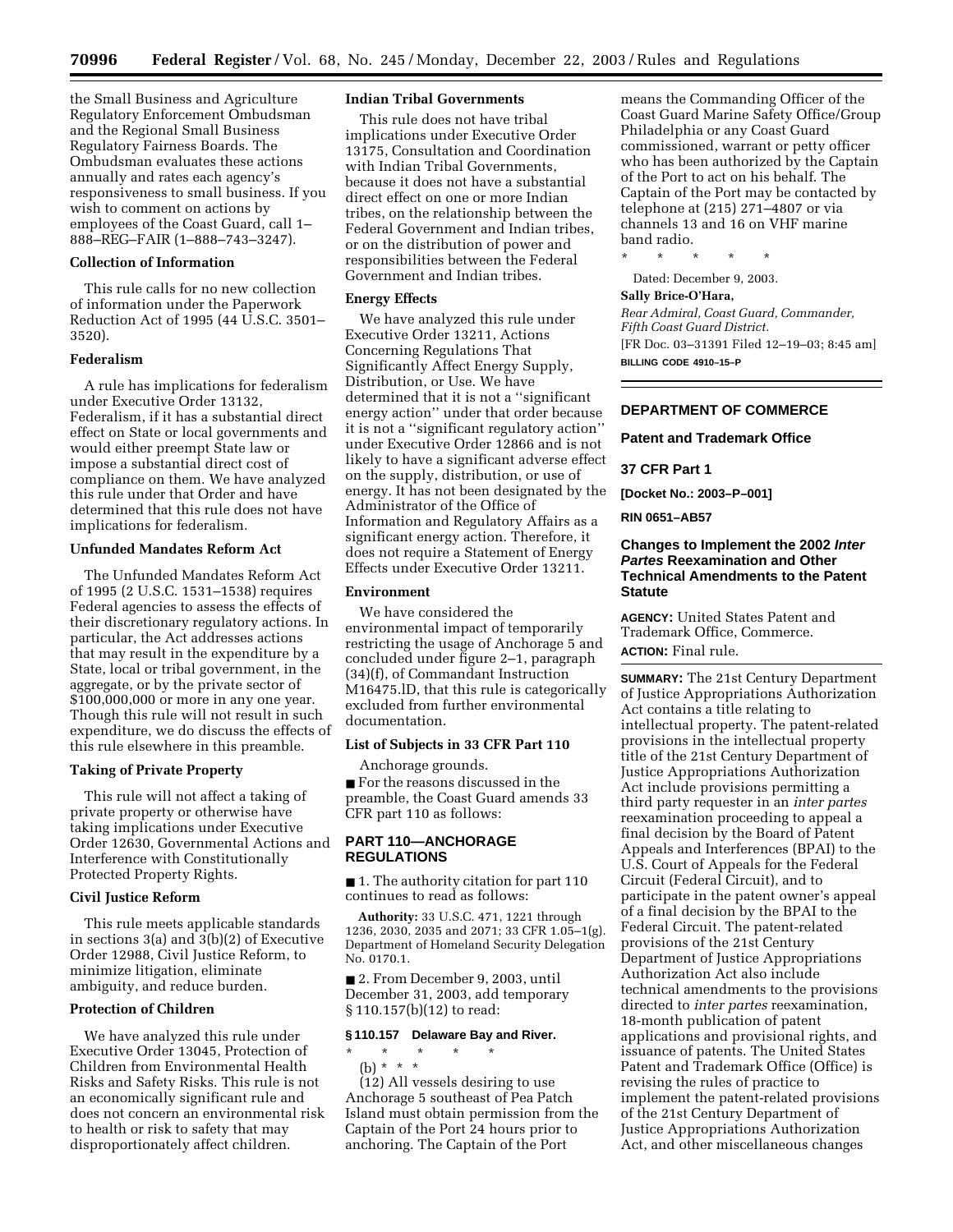the Small Business and Agriculture Regulatory Enforcement Ombudsman and the Regional Small Business Regulatory Fairness Boards. The Ombudsman evaluates these actions annually and rates each agency's responsiveness to small business. If you wish to comment on actions by employees of the Coast Guard, call 1–888–REG–FAIR (1–888–743–3247).

**Collection of Information**

This rule calls for no new collection of information under the Paperwork Reduction Act of 1995 (44 U.S.C. 3501–3520).

**Federalism**

A rule has implications for federalism under Executive Order 13132, Federalism, if it has a substantial direct effect on State or local governments and would either preempt State law or impose a substantial direct cost of compliance on them. We have analyzed this rule under that Order and have determined that this rule does not have implications for federalism.

**Unfunded Mandates Reform Act**

The Unfunded Mandates Reform Act of 1995 (2 U.S.C. 1531–1538) requires Federal agencies to assess the effects of their discretionary regulatory actions. In particular, the Act addresses actions that may result in the expenditure by a State, local or tribal government, in the aggregate, or by the private sector of $100,000,000 or more in any one year. Though this rule will not result in such expenditure, we do discuss the effects of this rule elsewhere in this preamble.

**Taking of Private Property**

This rule will not affect a taking of private property or otherwise have taking implications under Executive Order 12630, Governmental Actions and Interference with Constitutionally Protected Property Rights.

**Civil Justice Reform**

This rule meets applicable standards in sections 3(a) and 3(b)(2) of Executive Order 12988, Civil Justice Reform, to minimize litigation, eliminate ambiguity, and reduce burden.

**Protection of Children**

We have analyzed this rule under Executive Order 13045, Protection of Children from Environmental Health Risks and Safety Risks. This rule is not an economically significant rule and does not concern an environmental risk to health or risk to safety that may disproportionately affect children.

**Indian Tribal Governments**

This rule does not have tribal implications under Executive Order 13175, Consultation and Coordination with Indian Tribal Governments, because it does not have a substantial direct effect on one or more Indian tribes, on the relationship between the Federal Government and Indian tribes, or on the distribution of power and responsibilities between the Federal Government and Indian tribes.

**Energy Effects**

We have analyzed this rule under Executive Order 13211, Actions Concerning Regulations That Significantly Affect Energy Supply, Distribution, or Use. We have determined that it is not a ''significant energy action'' under that order because it is not a ''significant regulatory action'' under Executive Order 12866 and is not likely to have a significant adverse effect on the supply, distribution, or use of energy. It has not been designated by the Administrator of the Office of Information and Regulatory Affairs as a significant energy action. Therefore, it does not require a Statement of Energy Effects under Executive Order 13211.

**Environment**

We have considered the environmental impact of temporarily restricting the usage of Anchorage 5 and concluded under figure 2–1, paragraph (34)(f), of Commandant Instruction M16475.lD, that this rule is categorically excluded from further environmental documentation.

**List of Subjects in 33 CFR Part 110**

Anchorage grounds.

■ For the reasons discussed in the preamble, the Coast Guard amends 33 CFR part 110 as follows:

## PART 110—ANCHORAGE REGULATIONS

■ 1. The authority citation for part 110 continues to read as follows:

**Authority:** 33 U.S.C. 471, 1221 through 1236, 2030, 2035 and 2071; 33 CFR 1.05–1(g). Department of Homeland Security Delegation No. 0170.1.

■ 2. From December 9, 2003, until December 31, 2003, add temporary § 110.157(b)(12) to read:

**§ 110.157 Delaware Bay and River.**

\* \* \* \* \*

(b) \* \* \*

(12) All vessels desiring to use Anchorage 5 southeast of Pea Patch Island must obtain permission from the Captain of the Port 24 hours prior to anchoring. The Captain of the Port means the Commanding Officer of the Coast Guard Marine Safety Office/Group Philadelphia or any Coast Guard commissioned, warrant or petty officer who has been authorized by the Captain of the Port to act on his behalf. The Captain of the Port may be contacted by telephone at (215) 271–4807 or via channels 13 and 16 on VHF marine band radio.

\* \* \* \* \*

Dated: December 9, 2003.

**Sally Brice-O'Hara,**

*Rear Admiral, Coast Guard, Commander, Fifth Coast Guard District.*

[FR Doc. 03–31391 Filed 12–19–03; 8:45 am]

**BILLING CODE 4910–15–P**

---

## DEPARTMENT OF COMMERCE

## Patent and Trademark Office

## 37 CFR Part 1

**[Docket No.: 2003–P–001]**

**RIN 0651–AB57**

## Changes to Implement the 2002 *Inter Partes* Reexamination and Other Technical Amendments to the Patent Statute

**AGENCY:** United States Patent and Trademark Office, Commerce.

**ACTION:** Final rule.

**SUMMARY:** The 21st Century Department of Justice Appropriations Authorization Act contains a title relating to intellectual property. The patent-related provisions in the intellectual property title of the 21st Century Department of Justice Appropriations Authorization Act include provisions permitting a third party requester in an *inter partes* reexamination proceeding to appeal a final decision by the Board of Patent Appeals and Interferences (BPAI) to the U.S. Court of Appeals for the Federal Circuit (Federal Circuit), and to participate in the patent owner's appeal of a final decision by the BPAI to the Federal Circuit. The patent-related provisions of the 21st Century Department of Justice Appropriations Authorization Act also include technical amendments to the provisions directed to *inter partes* reexamination, 18-month publication of patent applications and provisional rights, and issuance of patents. The United States Patent and Trademark Office (Office) is revising the rules of practice to implement the patent-related provisions of the 21st Century Department of Justice Appropriations Authorization Act, and other miscellaneous changes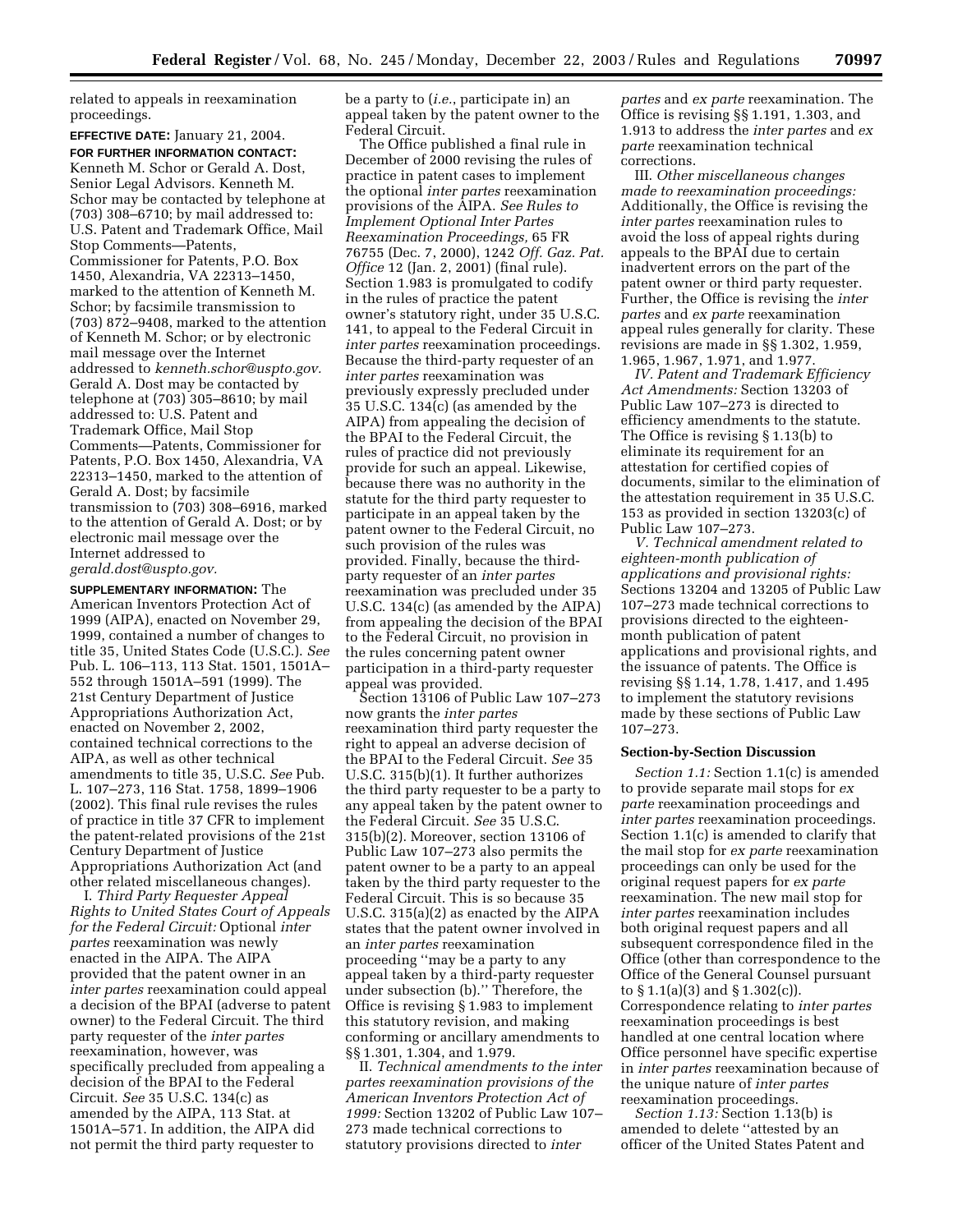related to appeals in reexamination proceedings.

**EFFECTIVE DATE:** January 21, 2004.

**FOR FURTHER INFORMATION CONTACT:** Kenneth M. Schor or Gerald A. Dost, Senior Legal Advisors. Kenneth M. Schor may be contacted by telephone at (703) 308–6710; by mail addressed to: U.S. Patent and Trademark Office, Mail Stop Comments—Patents, Commissioner for Patents, P.O. Box 1450, Alexandria, VA 22313–1450, marked to the attention of Kenneth M. Schor; by facsimile transmission to (703) 872–9408, marked to the attention of Kenneth M. Schor; or by electronic mail message over the Internet addressed to *kenneth.schor@uspto.gov.* Gerald A. Dost may be contacted by telephone at (703) 305–8610; by mail addressed to: U.S. Patent and Trademark Office, Mail Stop Comments—Patents, Commissioner for Patents, P.O. Box 1450, Alexandria, VA 22313–1450, marked to the attention of Gerald A. Dost; by facsimile transmission to (703) 308–6916, marked to the attention of Gerald A. Dost; or by electronic mail message over the Internet addressed to *gerald.dost@uspto.gov.*

**SUPPLEMENTARY INFORMATION:** The American Inventors Protection Act of 1999 (AIPA), enacted on November 29, 1999, contained a number of changes to title 35, United States Code (U.S.C.). *See* Pub. L. 106–113, 113 Stat. 1501, 1501A–552 through 1501A–591 (1999). The 21st Century Department of Justice Appropriations Authorization Act, enacted on November 2, 2002, contained technical corrections to the AIPA, as well as other technical amendments to title 35, U.S.C. *See* Pub. L. 107–273, 116 Stat. 1758, 1899–1906 (2002). This final rule revises the rules of practice in title 37 CFR to implement the patent-related provisions of the 21st Century Department of Justice Appropriations Authorization Act (and other related miscellaneous changes).

I. *Third Party Requester Appeal Rights to United States Court of Appeals for the Federal Circuit:* Optional *inter partes* reexamination was newly enacted in the AIPA. The AIPA provided that the patent owner in an *inter partes* reexamination could appeal a decision of the BPAI (adverse to patent owner) to the Federal Circuit. The third party requester of the *inter partes* reexamination, however, was specifically precluded from appealing a decision of the BPAI to the Federal Circuit. *See* 35 U.S.C. 134(c) as amended by the AIPA, 113 Stat. at 1501A–571. In addition, the AIPA did not permit the third party requester to be a party to (*i.e.,* participate in) an appeal taken by the patent owner to the Federal Circuit.

The Office published a final rule in December of 2000 revising the rules of practice in patent cases to implement the optional *inter partes* reexamination provisions of the AIPA. *See Rules to Implement Optional Inter Partes Reexamination Proceedings,* 65 FR 76755 (Dec. 7, 2000), 1242 *Off. Gaz. Pat. Office* 12 (Jan. 2, 2001) (final rule). Section 1.983 is promulgated to codify in the rules of practice the patent owner's statutory right, under 35 U.S.C. 141, to appeal to the Federal Circuit in *inter partes* reexamination proceedings. Because the third-party requester of an *inter partes* reexamination was previously expressly precluded under 35 U.S.C. 134(c) (as amended by the AIPA) from appealing the decision of the BPAI to the Federal Circuit, the rules of practice did not previously provide for such an appeal. Likewise, because there was no authority in the statute for the third party requester to participate in an appeal taken by the patent owner to the Federal Circuit, no such provision of the rules was provided. Finally, because the third-party requester of an *inter partes* reexamination was precluded under 35 U.S.C. 134(c) (as amended by the AIPA) from appealing the decision of the BPAI to the Federal Circuit, no provision in the rules concerning patent owner participation in a third-party requester appeal was provided.

Section 13106 of Public Law 107–273 now grants the *inter partes* reexamination third party requester the right to appeal an adverse decision of the BPAI to the Federal Circuit. *See* 35 U.S.C. 315(b)(1). It further authorizes the third party requester to be a party to any appeal taken by the patent owner to the Federal Circuit. *See* 35 U.S.C. 315(b)(2). Moreover, section 13106 of Public Law 107–273 also permits the patent owner to be a party to an appeal taken by the third party requester to the Federal Circuit. This is so because 35 U.S.C. 315(a)(2) as enacted by the AIPA states that the patent owner involved in an *inter partes* reexamination proceeding ''may be a party to any appeal taken by a third-party requester under subsection (b).'' Therefore, the Office is revising § 1.983 to implement this statutory revision, and making conforming or ancillary amendments to §§ 1.301, 1.304, and 1.979.

II. *Technical amendments to the inter partes reexamination provisions of the American Inventors Protection Act of 1999:* Section 13202 of Public Law 107–273 made technical corrections to statutory provisions directed to *inter partes* and *ex parte* reexamination. The Office is revising §§ 1.191, 1.303, and 1.913 to address the *inter partes* and *ex parte* reexamination technical corrections.

III. *Other miscellaneous changes made to reexamination proceedings:* Additionally, the Office is revising the *inter partes* reexamination rules to avoid the loss of appeal rights during appeals to the BPAI due to certain inadvertent errors on the part of the patent owner or third party requester. Further, the Office is revising the *inter partes* and *ex parte* reexamination appeal rules generally for clarity. These revisions are made in §§ 1.302, 1.959, 1.965, 1.967, 1.971, and 1.977.

IV. *Patent and Trademark Efficiency Act Amendments:* Section 13203 of Public Law 107–273 is directed to efficiency amendments to the statute. The Office is revising § 1.13(b) to eliminate its requirement for an attestation for certified copies of documents, similar to the elimination of the attestation requirement in 35 U.S.C. 153 as provided in section 13203(c) of Public Law 107–273.

V. *Technical amendment related to eighteen-month publication of applications and provisional rights:* Sections 13204 and 13205 of Public Law 107–273 made technical corrections to provisions directed to the eighteen-month publication of patent applications and provisional rights, and the issuance of patents. The Office is revising §§ 1.14, 1.78, 1.417, and 1.495 to implement the statutory revisions made by these sections of Public Law 107–273.

**Section-by-Section Discussion**

*Section 1.1:* Section 1.1(c) is amended to provide separate mail stops for *ex parte* reexamination proceedings and *inter partes* reexamination proceedings. Section 1.1(c) is amended to clarify that the mail stop for *ex parte* reexamination proceedings can only be used for the original request papers for *ex parte* reexamination. The new mail stop for *inter partes* reexamination includes both original request papers and all subsequent correspondence filed in the Office (other than correspondence to the Office of the General Counsel pursuant to § 1.1(a)(3) and § 1.302(c)). Correspondence relating to *inter partes* reexamination proceedings is best handled at one central location where Office personnel have specific expertise in *inter partes* reexamination because of the unique nature of *inter partes* reexamination proceedings.

*Section 1.13:* Section 1.13(b) is amended to delete ''attested by an officer of the United States Patent and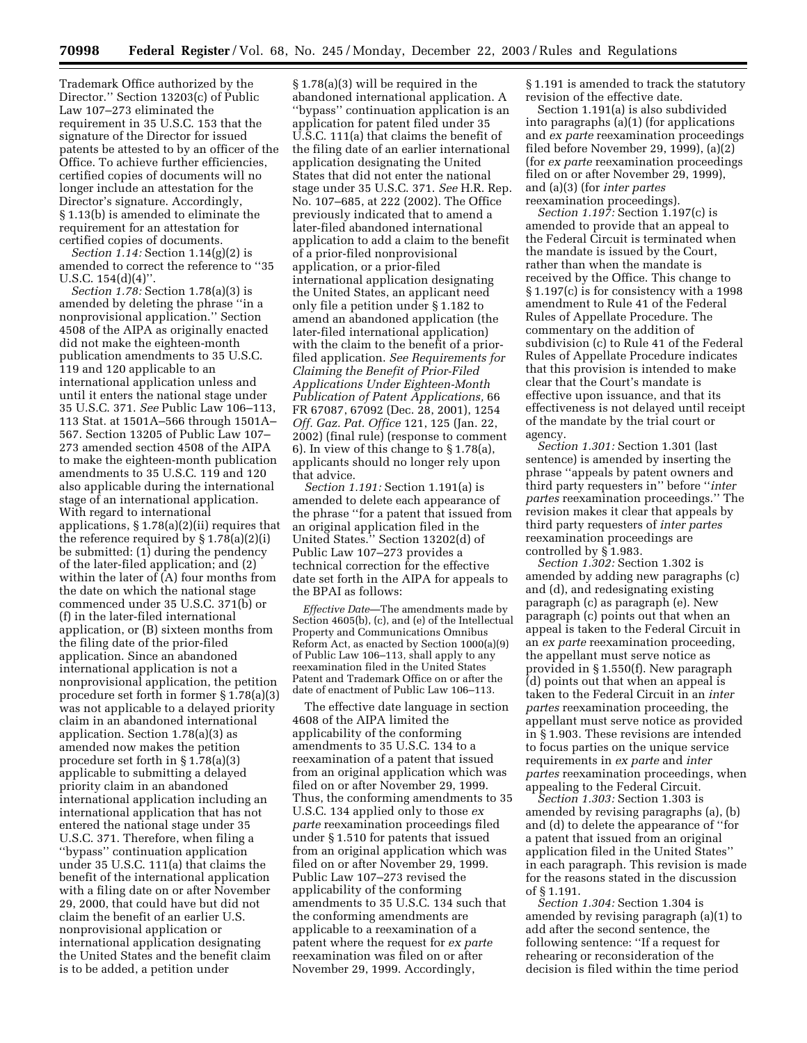Trademark Office authorized by the Director.'' Section 13203(c) of Public Law 107–273 eliminated the requirement in 35 U.S.C. 153 that the signature of the Director for issued patents be attested to by an officer of the Office. To achieve further efficiencies, certified copies of documents will no longer include an attestation for the Director's signature. Accordingly, § 1.13(b) is amended to eliminate the requirement for an attestation for certified copies of documents.

*Section 1.14:* Section 1.14(g)(2) is amended to correct the reference to ''35 U.S.C. 154(d)(4)''.

*Section 1.78:* Section 1.78(a)(3) is amended by deleting the phrase ''in a nonprovisional application.'' Section 4508 of the AIPA as originally enacted did not make the eighteen-month publication amendments to 35 U.S.C. 119 and 120 applicable to an international application unless and until it enters the national stage under 35 U.S.C. 371. *See* Public Law 106–113, 113 Stat. at 1501A–566 through 1501A–567. Section 13205 of Public Law 107–273 amended section 4508 of the AIPA to make the eighteen-month publication amendments to 35 U.S.C. 119 and 120 also applicable during the international stage of an international application. With regard to international applications, § 1.78(a)(2)(ii) requires that the reference required by § 1.78(a)(2)(i) be submitted: (1) during the pendency of the later-filed application; and (2) within the later of (A) four months from the date on which the national stage commenced under 35 U.S.C. 371(b) or (f) in the later-filed international application, or (B) sixteen months from the filing date of the prior-filed application. Since an abandoned international application is not a nonprovisional application, the petition procedure set forth in former § 1.78(a)(3) was not applicable to a delayed priority claim in an abandoned international application. Section 1.78(a)(3) as amended now makes the petition procedure set forth in § 1.78(a)(3) applicable to submitting a delayed priority claim in an abandoned international application including an international application that has not entered the national stage under 35 U.S.C. 371. Therefore, when filing a ''bypass'' continuation application under 35 U.S.C. 111(a) that claims the benefit of the international application with a filing date on or after November 29, 2000, that could have but did not claim the benefit of an earlier U.S. nonprovisional application or international application designating the United States and the benefit claim is to be added, a petition under § 1.78(a)(3) will be required in the abandoned international application. A ''bypass'' continuation application is an application for patent filed under 35 U.S.C. 111(a) that claims the benefit of the filing date of an earlier international application designating the United States that did not enter the national stage under 35 U.S.C. 371. *See* H.R. Rep. No. 107–685, at 222 (2002). The Office previously indicated that to amend a later-filed abandoned international application to add a claim to the benefit of a prior-filed nonprovisional application, or a prior-filed international application designating the United States, an applicant need only file a petition under § 1.182 to amend an abandoned application (the later-filed international application) with the claim to the benefit of a prior-filed application. *See Requirements for Claiming the Benefit of Prior-Filed Applications Under Eighteen-Month Publication of Patent Applications,* 66 FR 67087, 67092 (Dec. 28, 2001), 1254 *Off. Gaz. Pat. Office* 121, 125 (Jan. 22, 2002) (final rule) (response to comment 6). In view of this change to § 1.78(a), applicants should no longer rely upon that advice.

*Section 1.191:* Section 1.191(a) is amended to delete each appearance of the phrase ''for a patent that issued from an original application filed in the United States.'' Section 13202(d) of Public Law 107–273 provides a technical correction for the effective date set forth in the AIPA for appeals to the BPAI as follows:

> *Effective Date*—The amendments made by Section 4605(b), (c), and (e) of the Intellectual Property and Communications Omnibus Reform Act, as enacted by Section 1000(a)(9) of Public Law 106–113, shall apply to any reexamination filed in the United States Patent and Trademark Office on or after the date of enactment of Public Law 106–113.

The effective date language in section 4608 of the AIPA limited the applicability of the conforming amendments to 35 U.S.C. 134 to a reexamination of a patent that issued from an original application which was filed on or after November 29, 1999. Thus, the conforming amendments to 35 U.S.C. 134 applied only to those *ex parte* reexamination proceedings filed under § 1.510 for patents that issued from an original application which was filed on or after November 29, 1999. Public Law 107–273 revised the applicability of the conforming amendments to 35 U.S.C. 134 such that the conforming amendments are applicable to a reexamination of a patent where the request for *ex parte* reexamination was filed on or after November 29, 1999. Accordingly, § 1.191 is amended to track the statutory revision of the effective date.

Section 1.191(a) is also subdivided into paragraphs (a)(1) (for applications and *ex parte* reexamination proceedings filed before November 29, 1999), (a)(2) (for *ex parte* reexamination proceedings filed on or after November 29, 1999), and (a)(3) (for *inter partes* reexamination proceedings).

*Section 1.197:* Section 1.197(c) is amended to provide that an appeal to the Federal Circuit is terminated when the mandate is issued by the Court, rather than when the mandate is received by the Office. This change to § 1.197(c) is for consistency with a 1998 amendment to Rule 41 of the Federal Rules of Appellate Procedure. The commentary on the addition of subdivision (c) to Rule 41 of the Federal Rules of Appellate Procedure indicates that this provision is intended to make clear that the Court's mandate is effective upon issuance, and that its effectiveness is not delayed until receipt of the mandate by the trial court or agency.

*Section 1.301:* Section 1.301 (last sentence) is amended by inserting the phrase ''appeals by patent owners and third party requesters in'' before ''*inter partes* reexamination proceedings.'' The revision makes it clear that appeals by third party requesters of *inter partes* reexamination proceedings are controlled by § 1.983.

*Section 1.302:* Section 1.302 is amended by adding new paragraphs (c) and (d), and redesignating existing paragraph (c) as paragraph (e). New paragraph (c) points out that when an appeal is taken to the Federal Circuit in an *ex parte* reexamination proceeding, the appellant must serve notice as provided in § 1.550(f). New paragraph (d) points out that when an appeal is taken to the Federal Circuit in an *inter partes* reexamination proceeding, the appellant must serve notice as provided in § 1.903. These revisions are intended to focus parties on the unique service requirements in *ex parte* and *inter partes* reexamination proceedings, when appealing to the Federal Circuit.

*Section 1.303:* Section 1.303 is amended by revising paragraphs (a), (b) and (d) to delete the appearance of ''for a patent that issued from an original application filed in the United States'' in each paragraph. This revision is made for the reasons stated in the discussion of § 1.191.

*Section 1.304:* Section 1.304 is amended by revising paragraph (a)(1) to add after the second sentence, the following sentence: ''If a request for rehearing or reconsideration of the decision is filed within the time period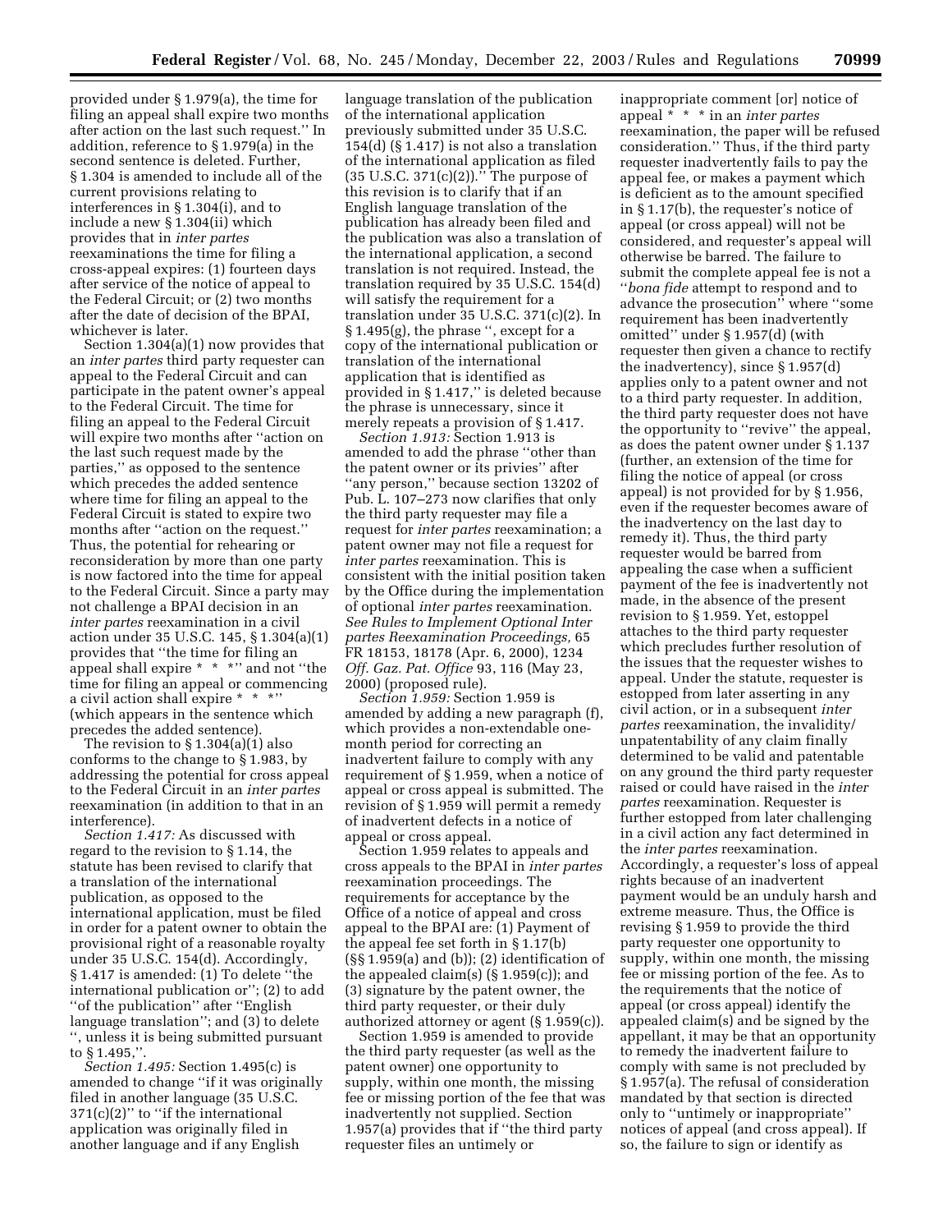provided under § 1.979(a), the time for filing an appeal shall expire two months after action on the last such request.'' In addition, reference to § 1.979(a) in the second sentence is deleted. Further, § 1.304 is amended to include all of the current provisions relating to interferences in § 1.304(i), and to include a new § 1.304(ii) which provides that in *inter partes* reexaminations the time for filing a cross-appeal expires: (1) fourteen days after service of the notice of appeal to the Federal Circuit; or (2) two months after the date of decision of the BPAI, whichever is later.

Section 1.304(a)(1) now provides that an *inter partes* third party requester can appeal to the Federal Circuit and can participate in the patent owner's appeal to the Federal Circuit. The time for filing an appeal to the Federal Circuit will expire two months after ''action on the last such request made by the parties,'' as opposed to the sentence which precedes the added sentence where time for filing an appeal to the Federal Circuit is stated to expire two months after ''action on the request.'' Thus, the potential for rehearing or reconsideration by more than one party is now factored into the time for appeal to the Federal Circuit. Since a party may not challenge a BPAI decision in an *inter partes* reexamination in a civil action under 35 U.S.C. 145, § 1.304(a)(1) provides that ''the time for filing an appeal shall expire * * *'' and not ''the time for filing an appeal or commencing a civil action shall expire * * *'' (which appears in the sentence which precedes the added sentence).

The revision to § 1.304(a)(1) also conforms to the change to § 1.983, by addressing the potential for cross appeal to the Federal Circuit in an *inter partes* reexamination (in addition to that in an interference).

*Section 1.417:* As discussed with regard to the revision to § 1.14, the statute has been revised to clarify that a translation of the international publication, as opposed to the international application, must be filed in order for a patent owner to obtain the provisional right of a reasonable royalty under 35 U.S.C. 154(d). Accordingly, § 1.417 is amended: (1) To delete ''the international publication or''; (2) to add ''of the publication'' after ''English language translation''; and (3) to delete '', unless it is being submitted pursuant to § 1.495,''.

*Section 1.495:* Section 1.495(c) is amended to change ''if it was originally filed in another language (35 U.S.C. 371(c)(2)'' to ''if the international application was originally filed in another language and if any English language translation of the publication of the international application previously submitted under 35 U.S.C. 154(d) (§ 1.417) is not also a translation of the international application as filed (35 U.S.C. 371(c)(2)).'' The purpose of this revision is to clarify that if an English language translation of the publication has already been filed and the publication was also a translation of the international application, a second translation is not required. Instead, the translation required by 35 U.S.C. 154(d) will satisfy the requirement for a translation under 35 U.S.C. 371(c)(2). In § 1.495(g), the phrase '', except for a copy of the international publication or translation of the international application that is identified as provided in § 1.417,'' is deleted because the phrase is unnecessary, since it merely repeats a provision of § 1.417.

*Section 1.913:* Section 1.913 is amended to add the phrase ''other than the patent owner or its privies'' after ''any person,'' because section 13202 of Pub. L. 107–273 now clarifies that only the third party requester may file a request for *inter partes* reexamination; a patent owner may not file a request for *inter partes* reexamination. This is consistent with the initial position taken by the Office during the implementation of optional *inter partes* reexamination. *See Rules to Implement Optional Inter partes Reexamination Proceedings,* 65 FR 18153, 18178 (Apr. 6, 2000), 1234 *Off. Gaz. Pat. Office* 93, 116 (May 23, 2000) (proposed rule).

*Section 1.959:* Section 1.959 is amended by adding a new paragraph (f), which provides a non-extendable one-month period for correcting an inadvertent failure to comply with any requirement of § 1.959, when a notice of appeal or cross appeal is submitted. The revision of § 1.959 will permit a remedy of inadvertent defects in a notice of appeal or cross appeal.

Section 1.959 relates to appeals and cross appeals to the BPAI in *inter partes* reexamination proceedings. The requirements for acceptance by the Office of a notice of appeal and cross appeal to the BPAI are: (1) Payment of the appeal fee set forth in § 1.17(b) (§§ 1.959(a) and (b)); (2) identification of the appealed claim(s) (§ 1.959(c)); and (3) signature by the patent owner, the third party requester, or their duly authorized attorney or agent (§ 1.959(c)).

Section 1.959 is amended to provide the third party requester (as well as the patent owner) one opportunity to supply, within one month, the missing fee or missing portion of the fee that was inadvertently not supplied. Section 1.957(a) provides that if ''the third party requester files an untimely or inappropriate comment [or] notice of appeal * * * in an *inter partes* reexamination, the paper will be refused consideration.'' Thus, if the third party requester inadvertently fails to pay the appeal fee, or makes a payment which is deficient as to the amount specified in § 1.17(b), the requester's notice of appeal (or cross appeal) will not be considered, and requester's appeal will otherwise be barred. The failure to submit the complete appeal fee is not a ''*bona fide* attempt to respond and to advance the prosecution'' where ''some requirement has been inadvertently omitted'' under § 1.957(d) (with requester then given a chance to rectify the inadvertency), since § 1.957(d) applies only to a patent owner and not to a third party requester. In addition, the third party requester does not have the opportunity to ''revive'' the appeal, as does the patent owner under § 1.137 (further, an extension of the time for filing the notice of appeal (or cross appeal) is not provided for by § 1.956, even if the requester becomes aware of the inadvertency on the last day to remedy it). Thus, the third party requester would be barred from appealing the case when a sufficient payment of the fee is inadvertently not made, in the absence of the present revision to § 1.959. Yet, estoppel attaches to the third party requester which precludes further resolution of the issues that the requester wishes to appeal. Under the statute, requester is estopped from later asserting in any civil action, or in a subsequent *inter partes* reexamination, the invalidity/unpatentability of any claim finally determined to be valid and patentable on any ground the third party requester raised or could have raised in the *inter partes* reexamination. Requester is further estopped from later challenging in a civil action any fact determined in the *inter partes* reexamination. Accordingly, a requester's loss of appeal rights because of an inadvertent payment would be an unduly harsh and extreme measure. Thus, the Office is revising § 1.959 to provide the third party requester one opportunity to supply, within one month, the missing fee or missing portion of the fee. As to the requirements that the notice of appeal (or cross appeal) identify the appealed claim(s) and be signed by the appellant, it may be that an opportunity to remedy the inadvertent failure to comply with same is not precluded by § 1.957(a). The refusal of consideration mandated by that section is directed only to ''untimely or inappropriate'' notices of appeal (and cross appeal). If so, the failure to sign or identify as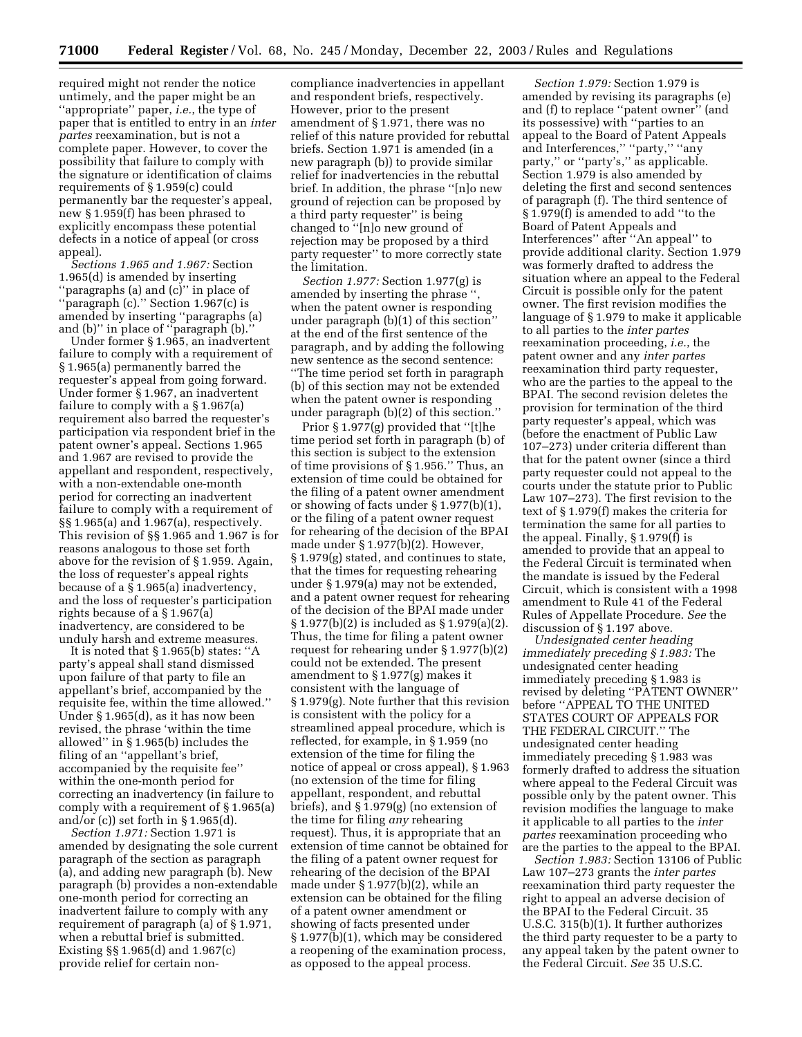required might not render the notice untimely, and the paper might be an ''appropriate'' paper, *i.e.*, the type of paper that is entitled to entry in an *inter partes* reexamination, but is not a complete paper. However, to cover the possibility that failure to comply with the signature or identification of claims requirements of § 1.959(c) could permanently bar the requester's appeal, new § 1.959(f) has been phrased to explicitly encompass these potential defects in a notice of appeal (or cross appeal).

*Sections 1.965 and 1.967:* Section 1.965(d) is amended by inserting ''paragraphs (a) and (c)'' in place of ''paragraph (c).'' Section 1.967(c) is amended by inserting ''paragraphs (a) and (b)'' in place of ''paragraph (b).''

Under former § 1.965, an inadvertent failure to comply with a requirement of § 1.965(a) permanently barred the requester's appeal from going forward. Under former § 1.967, an inadvertent failure to comply with a § 1.967(a) requirement also barred the requester's participation via respondent brief in the patent owner's appeal. Sections 1.965 and 1.967 are revised to provide the appellant and respondent, respectively, with a non-extendable one-month period for correcting an inadvertent failure to comply with a requirement of §§ 1.965(a) and 1.967(a), respectively. This revision of §§ 1.965 and 1.967 is for reasons analogous to those set forth above for the revision of § 1.959. Again, the loss of requester's appeal rights because of a § 1.965(a) inadvertency, and the loss of requester's participation rights because of a § 1.967(a) inadvertency, are considered to be unduly harsh and extreme measures.

It is noted that § 1.965(b) states: ''A party's appeal shall stand dismissed upon failure of that party to file an appellant's brief, accompanied by the requisite fee, within the time allowed.'' Under § 1.965(d), as it has now been revised, the phrase 'within the time allowed'' in § 1.965(b) includes the filing of an ''appellant's brief, accompanied by the requisite fee'' within the one-month period for correcting an inadvertency (in failure to comply with a requirement of § 1.965(a) and/or (c)) set forth in § 1.965(d).

*Section 1.971:* Section 1.971 is amended by designating the sole current paragraph of the section as paragraph (a), and adding new paragraph (b). New paragraph (b) provides a non-extendable one-month period for correcting an inadvertent failure to comply with any requirement of paragraph (a) of § 1.971, when a rebuttal brief is submitted. Existing §§ 1.965(d) and 1.967(c) provide relief for certain non-compliance inadvertencies in appellant and respondent briefs, respectively. However, prior to the present amendment of § 1.971, there was no relief of this nature provided for rebuttal briefs. Section 1.971 is amended (in a new paragraph (b)) to provide similar relief for inadvertencies in the rebuttal brief. In addition, the phrase ''[n]o new ground of rejection can be proposed by a third party requester'' is being changed to ''[n]o new ground of rejection may be proposed by a third party requester'' to more correctly state the limitation.

*Section 1.977:* Section 1.977(g) is amended by inserting the phrase '', when the patent owner is responding under paragraph (b)(1) of this section'' at the end of the first sentence of the paragraph, and by adding the following new sentence as the second sentence: ''The time period set forth in paragraph (b) of this section may not be extended when the patent owner is responding under paragraph (b)(2) of this section.''

Prior § 1.977(g) provided that ''[t]he time period set forth in paragraph (b) of this section is subject to the extension of time provisions of § 1.956.'' Thus, an extension of time could be obtained for the filing of a patent owner amendment or showing of facts under § 1.977(b)(1), or the filing of a patent owner request for rehearing of the decision of the BPAI made under § 1.977(b)(2). However, § 1.979(g) stated, and continues to state, that the times for requesting rehearing under § 1.979(a) may not be extended, and a patent owner request for rehearing of the decision of the BPAI made under § 1.977(b)(2) is included as § 1.979(a)(2). Thus, the time for filing a patent owner request for rehearing under § 1.977(b)(2) could not be extended. The present amendment to § 1.977(g) makes it consistent with the language of § 1.979(g). Note further that this revision is consistent with the policy for a streamlined appeal procedure, which is reflected, for example, in § 1.959 (no extension of the time for filing the notice of appeal or cross appeal), § 1.963 (no extension of the time for filing appellant, respondent, and rebuttal briefs), and § 1.979(g) (no extension of the time for filing *any* rehearing request). Thus, it is appropriate that an extension of time cannot be obtained for the filing of a patent owner request for rehearing of the decision of the BPAI made under § 1.977(b)(2), while an extension can be obtained for the filing of a patent owner amendment or showing of facts presented under § 1.977(b)(1), which may be considered a reopening of the examination process, as opposed to the appeal process.

*Section 1.979:* Section 1.979 is amended by revising its paragraphs (e) and (f) to replace ''patent owner'' (and its possessive) with ''parties to an appeal to the Board of Patent Appeals and Interferences,'' ''party,'' ''any party,'' or ''party's,'' as applicable. Section 1.979 is also amended by deleting the first and second sentences of paragraph (f). The third sentence of § 1.979(f) is amended to add ''to the Board of Patent Appeals and Interferences'' after ''An appeal'' to provide additional clarity. Section 1.979 was formerly drafted to address the situation where an appeal to the Federal Circuit is possible only for the patent owner. The first revision modifies the language of § 1.979 to make it applicable to all parties to the *inter partes* reexamination proceeding, *i.e.*, the patent owner and any *inter partes* reexamination third party requester, who are the parties to the appeal to the BPAI. The second revision deletes the provision for termination of the third party requester's appeal, which was (before the enactment of Public Law 107–273) under criteria different than that for the patent owner (since a third party requester could not appeal to the courts under the statute prior to Public Law 107–273). The first revision to the text of § 1.979(f) makes the criteria for termination the same for all parties to the appeal. Finally, § 1.979(f) is amended to provide that an appeal to the Federal Circuit is terminated when the mandate is issued by the Federal Circuit, which is consistent with a 1998 amendment to Rule 41 of the Federal Rules of Appellate Procedure. *See* the discussion of § 1.197 above.

*Undesignated center heading immediately preceding § 1.983:* The undesignated center heading immediately preceding § 1.983 is revised by deleting ''PATENT OWNER'' before ''APPEAL TO THE UNITED STATES COURT OF APPEALS FOR THE FEDERAL CIRCUIT.'' The undesignated center heading immediately preceding § 1.983 was formerly drafted to address the situation where appeal to the Federal Circuit was possible only by the patent owner. This revision modifies the language to make it applicable to all parties to the *inter partes* reexamination proceeding who are the parties to the appeal to the BPAI.

*Section 1.983:* Section 13106 of Public Law 107–273 grants the *inter partes* reexamination third party requester the right to appeal an adverse decision of the BPAI to the Federal Circuit. 35 U.S.C. 315(b)(1). It further authorizes the third party requester to be a party to any appeal taken by the patent owner to the Federal Circuit. *See* 35 U.S.C.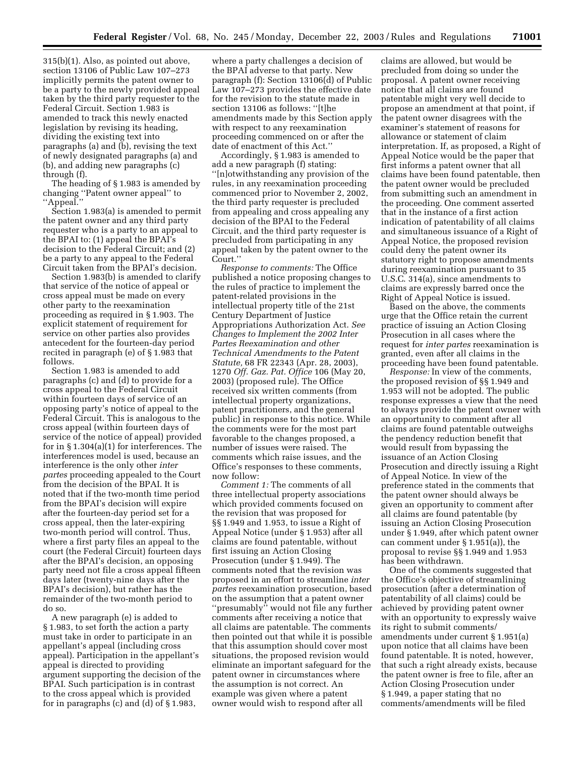315(b)(1). Also, as pointed out above, section 13106 of Public Law 107–273 implicitly permits the patent owner to be a party to the newly provided appeal taken by the third party requester to the Federal Circuit. Section 1.983 is amended to track this newly enacted legislation by revising its heading, dividing the existing text into paragraphs (a) and (b), revising the text of newly designated paragraphs (a) and (b), and adding new paragraphs (c) through (f).

The heading of § 1.983 is amended by changing ''Patent owner appeal'' to ''Appeal.''

Section 1.983(a) is amended to permit the patent owner and any third party requester who is a party to an appeal to the BPAI to: (1) appeal the BPAI's decision to the Federal Circuit; and (2) be a party to any appeal to the Federal Circuit taken from the BPAI's decision.

Section 1.983(b) is amended to clarify that service of the notice of appeal or cross appeal must be made on every other party to the reexamination proceeding as required in § 1.903. The explicit statement of requirement for service on other parties also provides antecedent for the fourteen-day period recited in paragraph (e) of § 1.983 that follows.

Section 1.983 is amended to add paragraphs (c) and (d) to provide for a cross appeal to the Federal Circuit within fourteen days of service of an opposing party's notice of appeal to the Federal Circuit. This is analogous to the cross appeal (within fourteen days of service of the notice of appeal) provided for in § 1.304(a)(1) for interferences. The interferences model is used, because an interference is the only other *inter partes* proceeding appealed to the Court from the decision of the BPAI. It is noted that if the two-month time period from the BPAI's decision will expire after the fourteen-day period set for a cross appeal, then the later-expiring two-month period will control. Thus, where a first party files an appeal to the court (the Federal Circuit) fourteen days after the BPAI's decision, an opposing party need not file a cross appeal fifteen days later (twenty-nine days after the BPAI's decision), but rather has the remainder of the two-month period to do so.

A new paragraph (e) is added to § 1.983, to set forth the action a party must take in order to participate in an appellant's appeal (including cross appeal). Participation in the appellant's appeal is directed to providing argument supporting the decision of the BPAI. Such participation is in contrast to the cross appeal which is provided for in paragraphs (c) and (d) of § 1.983, where a party challenges a decision of the BPAI adverse to that party. New paragraph (f): Section 13106(d) of Public Law 107–273 provides the effective date for the revision to the statute made in section 13106 as follows: ''[t]he amendments made by this Section apply with respect to any reexamination proceeding commenced on or after the date of enactment of this Act.''

Accordingly, § 1.983 is amended to add a new paragraph (f) stating: ''[n]otwithstanding any provision of the rules, in any reexamination proceeding commenced prior to November 2, 2002, the third party requester is precluded from appealing and cross appealing any decision of the BPAI to the Federal Circuit, and the third party requester is precluded from participating in any appeal taken by the patent owner to the Court.''

*Response to comments:* The Office published a notice proposing changes to the rules of practice to implement the patent-related provisions in the intellectual property title of the 21st Century Department of Justice Appropriations Authorization Act. *See Changes to Implement the 2002 Inter Partes Reexamination and other Technical Amendments to the Patent Statute,* 68 FR 22343 (Apr. 28, 2003), 1270 *Off. Gaz. Pat. Office* 106 (May 20, 2003) (proposed rule). The Office received six written comments (from intellectual property organizations, patent practitioners, and the general public) in response to this notice. While the comments were for the most part favorable to the changes proposed, a number of issues were raised. The comments which raise issues, and the Office's responses to these comments, now follow:

*Comment 1:* The comments of all three intellectual property associations which provided comments focused on the revision that was proposed for §§ 1.949 and 1.953, to issue a Right of Appeal Notice (under § 1.953) after all claims are found patentable, without first issuing an Action Closing Prosecution (under § 1.949). The comments noted that the revision was proposed in an effort to streamline *inter partes* reexamination prosecution, based on the assumption that a patent owner ''presumably'' would not file any further comments after receiving a notice that all claims are patentable. The comments then pointed out that while it is possible that this assumption should cover most situations, the proposed revision would eliminate an important safeguard for the patent owner in circumstances where the assumption is not correct. An example was given where a patent owner would wish to respond after all claims are allowed, but would be precluded from doing so under the proposal. A patent owner receiving notice that all claims are found patentable might very well decide to propose an amendment at that point, if the patent owner disagrees with the examiner's statement of reasons for allowance or statement of claim interpretation. If, as proposed, a Right of Appeal Notice would be the paper that first informs a patent owner that all claims have been found patentable, then the patent owner would be precluded from submitting such an amendment in the proceeding. One comment asserted that in the instance of a first action indication of patentability of all claims and simultaneous issuance of a Right of Appeal Notice, the proposed revision could deny the patent owner its statutory right to propose amendments during reexamination pursuant to 35 U.S.C. 314(a), since amendments to claims are expressly barred once the Right of Appeal Notice is issued.

Based on the above, the comments urge that the Office retain the current practice of issuing an Action Closing Prosecution in all cases where the request for *inter partes* reexamination is granted, even after all claims in the proceeding have been found patentable.

*Response:* In view of the comments, the proposed revision of §§ 1.949 and 1.953 will not be adopted. The public response expresses a view that the need to always provide the patent owner with an opportunity to comment after all claims are found patentable outweighs the pendency reduction benefit that would result from bypassing the issuance of an Action Closing Prosecution and directly issuing a Right of Appeal Notice. In view of the preference stated in the comments that the patent owner should always be given an opportunity to comment after all claims are found patentable (by issuing an Action Closing Prosecution under § 1.949, after which patent owner can comment under § 1.951(a)), the proposal to revise §§ 1.949 and 1.953 has been withdrawn.

One of the comments suggested that the Office's objective of streamlining prosecution (after a determination of patentability of all claims) could be achieved by providing patent owner with an opportunity to expressly waive its right to submit comments/amendments under current § 1.951(a) upon notice that all claims have been found patentable. It is noted, however, that such a right already exists, because the patent owner is free to file, after an Action Closing Prosecution under § 1.949, a paper stating that no comments/amendments will be filed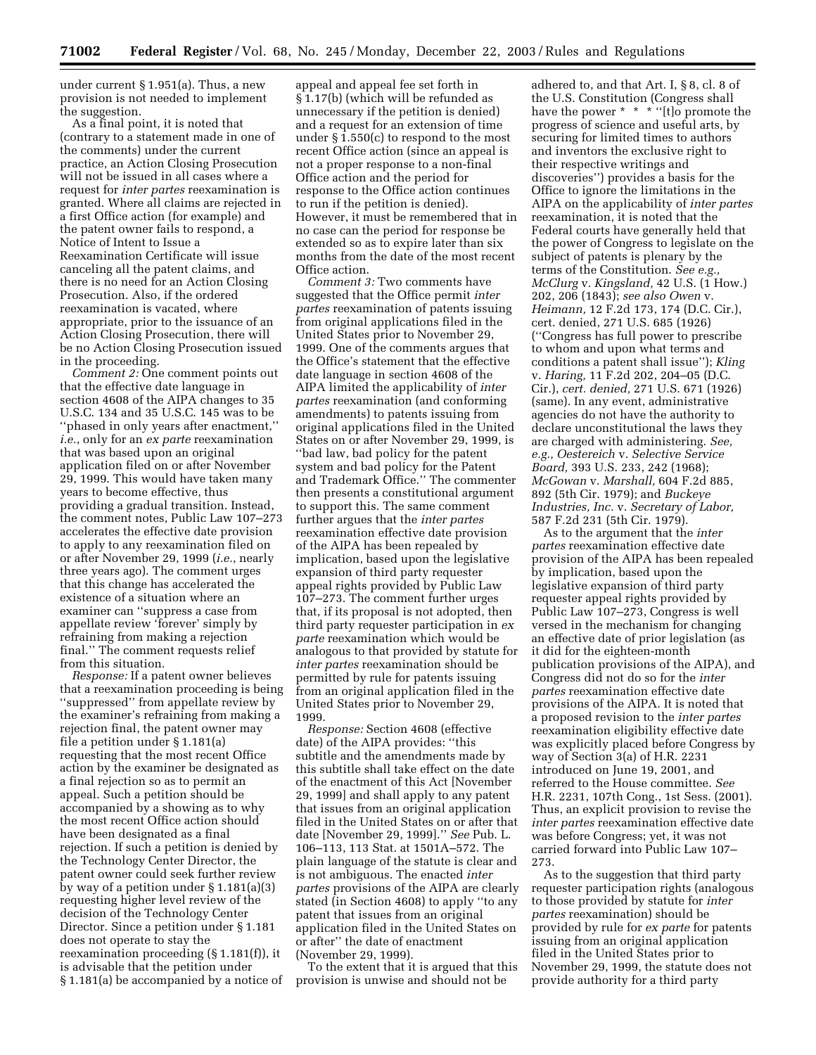under current § 1.951(a). Thus, a new provision is not needed to implement the suggestion.

As a final point, it is noted that (contrary to a statement made in one of the comments) under the current practice, an Action Closing Prosecution will not be issued in all cases where a request for *inter partes* reexamination is granted. Where all claims are rejected in a first Office action (for example) and the patent owner fails to respond, a Notice of Intent to Issue a Reexamination Certificate will issue canceling all the patent claims, and there is no need for an Action Closing Prosecution. Also, if the ordered reexamination is vacated, where appropriate, prior to the issuance of an Action Closing Prosecution, there will be no Action Closing Prosecution issued in the proceeding.

*Comment 2:* One comment points out that the effective date language in section 4608 of the AIPA changes to 35 U.S.C. 134 and 35 U.S.C. 145 was to be ''phased in only years after enactment,'' *i.e.*, only for an *ex parte* reexamination that was based upon an original application filed on or after November 29, 1999. This would have taken many years to become effective, thus providing a gradual transition. Instead, the comment notes, Public Law 107–273 accelerates the effective date provision to apply to any reexamination filed on or after November 29, 1999 (*i.e.*, nearly three years ago). The comment urges that this change has accelerated the existence of a situation where an examiner can ''suppress a case from appellate review 'forever' simply by refraining from making a rejection final.'' The comment requests relief from this situation.

*Response:* If a patent owner believes that a reexamination proceeding is being ''suppressed'' from appellate review by the examiner's refraining from making a rejection final, the patent owner may file a petition under § 1.181(a) requesting that the most recent Office action by the examiner be designated as a final rejection so as to permit an appeal. Such a petition should be accompanied by a showing as to why the most recent Office action should have been designated as a final rejection. If such a petition is denied by the Technology Center Director, the patent owner could seek further review by way of a petition under § 1.181(a)(3) requesting higher level review of the decision of the Technology Center Director. Since a petition under § 1.181 does not operate to stay the reexamination proceeding (§ 1.181(f)), it is advisable that the petition under § 1.181(a) be accompanied by a notice of appeal and appeal fee set forth in § 1.17(b) (which will be refunded as unnecessary if the petition is denied) and a request for an extension of time under § 1.550(c) to respond to the most recent Office action (since an appeal is not a proper response to a non-final Office action and the period for response to the Office action continues to run if the petition is denied). However, it must be remembered that in no case can the period for response be extended so as to expire later than six months from the date of the most recent Office action.

*Comment 3:* Two comments have suggested that the Office permit *inter partes* reexamination of patents issuing from original applications filed in the United States prior to November 29, 1999. One of the comments argues that the Office's statement that the effective date language in section 4608 of the AIPA limited the applicability of *inter partes* reexamination (and conforming amendments) to patents issuing from original applications filed in the United States on or after November 29, 1999, is ''bad law, bad policy for the patent system and bad policy for the Patent and Trademark Office.'' The commenter then presents a constitutional argument to support this. The same comment further argues that the *inter partes* reexamination effective date provision of the AIPA has been repealed by implication, based upon the legislative expansion of third party requester appeal rights provided by Public Law 107–273. The comment further urges that, if its proposal is not adopted, then third party requester participation in *ex parte* reexamination which would be analogous to that provided by statute for *inter partes* reexamination should be permitted by rule for patents issuing from an original application filed in the United States prior to November 29, 1999.

*Response:* Section 4608 (effective date) of the AIPA provides: ''this subtitle and the amendments made by this subtitle shall take effect on the date of the enactment of this Act [November 29, 1999] and shall apply to any patent that issues from an original application filed in the United States on or after that date [November 29, 1999].'' *See* Pub. L. 106–113, 113 Stat. at 1501A–572. The plain language of the statute is clear and is not ambiguous. The enacted *inter partes* provisions of the AIPA are clearly stated (in Section 4608) to apply ''to any patent that issues from an original application filed in the United States on or after'' the date of enactment (November 29, 1999).

To the extent that it is argued that this provision is unwise and should not be adhered to, and that Art. I, § 8, cl. 8 of the U.S. Constitution (Congress shall have the power * * * ''[t]o promote the progress of science and useful arts, by securing for limited times to authors and inventors the exclusive right to their respective writings and discoveries'') provides a basis for the Office to ignore the limitations in the AIPA on the applicability of *inter partes* reexamination, it is noted that the Federal courts have generally held that the power of Congress to legislate on the subject of patents is plenary by the terms of the Constitution. *See e.g., McClurg* v. *Kingsland,* 42 U.S. (1 How.) 202, 206 (1843); *see also Owen* v. *Heimann,* 12 F.2d 173, 174 (D.C. Cir.), cert. denied, 271 U.S. 685 (1926) (''Congress has full power to prescribe to whom and upon what terms and conditions a patent shall issue''); *Kling* v. *Haring,* 11 F.2d 202, 204–05 (D.C. Cir.), *cert. denied,* 271 U.S. 671 (1926) (same). In any event, administrative agencies do not have the authority to declare unconstitutional the laws they are charged with administering. *See, e.g., Oestereich* v. *Selective Service Board,* 393 U.S. 233, 242 (1968); *McGowan* v. *Marshall,* 604 F.2d 885, 892 (5th Cir. 1979); and *Buckeye Industries, Inc.* v. *Secretary of Labor,* 587 F.2d 231 (5th Cir. 1979).

As to the argument that the *inter partes* reexamination effective date provision of the AIPA has been repealed by implication, based upon the legislative expansion of third party requester appeal rights provided by Public Law 107–273, Congress is well versed in the mechanism for changing an effective date of prior legislation (as it did for the eighteen-month publication provisions of the AIPA), and Congress did not do so for the *inter partes* reexamination effective date provisions of the AIPA. It is noted that a proposed revision to the *inter partes* reexamination eligibility effective date was explicitly placed before Congress by way of Section 3(a) of H.R. 2231 introduced on June 19, 2001, and referred to the House committee. *See* H.R. 2231, 107th Cong., 1st Sess. (2001). Thus, an explicit provision to revise the *inter partes* reexamination effective date was before Congress; yet, it was not carried forward into Public Law 107–273.

As to the suggestion that third party requester participation rights (analogous to those provided by statute for *inter partes* reexamination) should be provided by rule for *ex parte* for patents issuing from an original application filed in the United States prior to November 29, 1999, the statute does not provide authority for a third party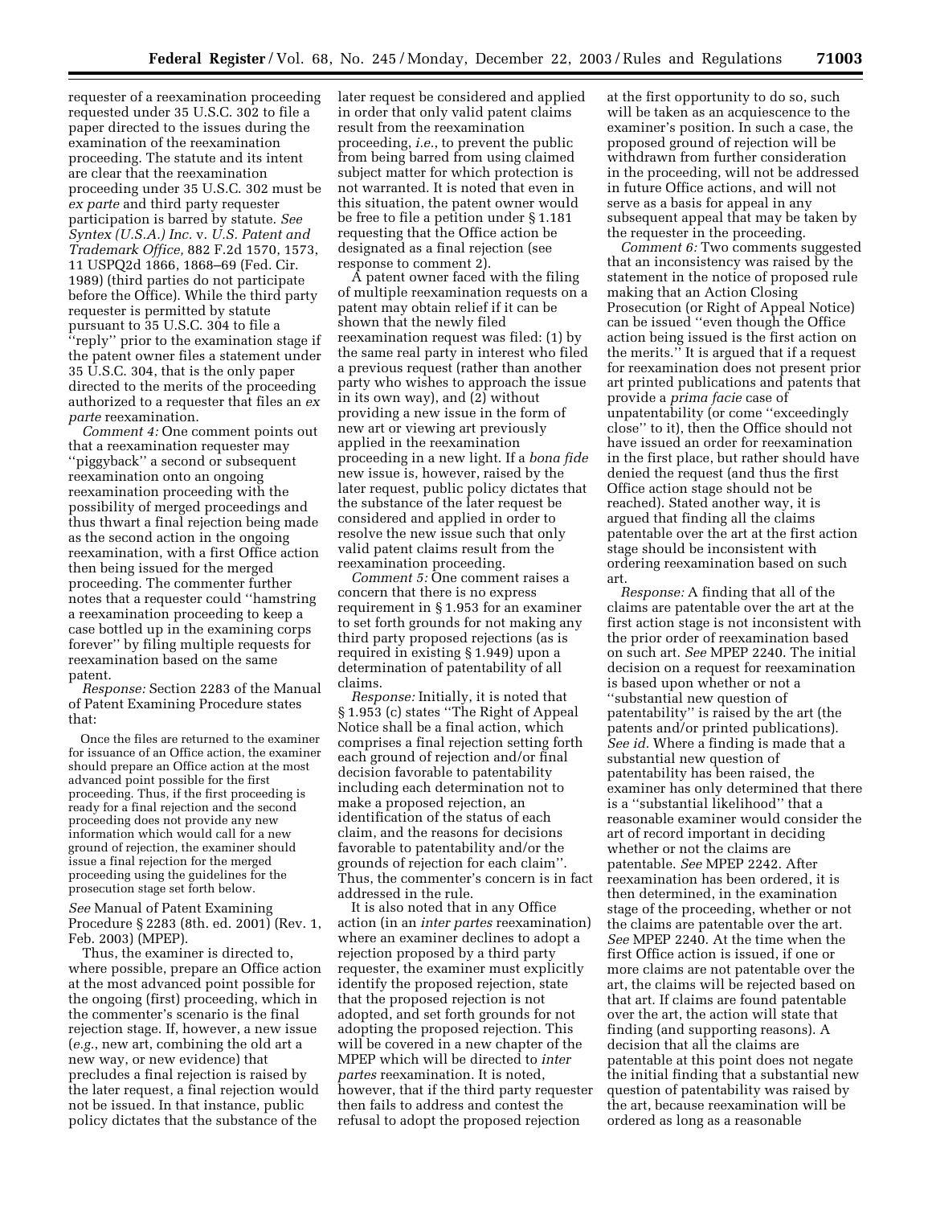requester of a reexamination proceeding requested under 35 U.S.C. 302 to file a paper directed to the issues during the examination of the reexamination proceeding. The statute and its intent are clear that the reexamination proceeding under 35 U.S.C. 302 must be *ex parte* and third party requester participation is barred by statute. *See Syntex (U.S.A.) Inc.* v. *U.S. Patent and Trademark Office,* 882 F.2d 1570, 1573, 11 USPQ2d 1866, 1868–69 (Fed. Cir. 1989) (third parties do not participate before the Office). While the third party requester is permitted by statute pursuant to 35 U.S.C. 304 to file a "reply" prior to the examination stage if the patent owner files a statement under 35 U.S.C. 304, that is the only paper directed to the merits of the proceeding authorized to a requester that files an *ex parte* reexamination.

*Comment 4:* One comment points out that a reexamination requester may "piggyback" a second or subsequent reexamination onto an ongoing reexamination proceeding with the possibility of merged proceedings and thus thwart a final rejection being made as the second action in the ongoing reexamination, with a first Office action then being issued for the merged proceeding. The commenter further notes that a requester could "hamstring a reexamination proceeding to keep a case bottled up in the examining corps forever" by filing multiple requests for reexamination based on the same patent.

*Response:* Section 2283 of the Manual of Patent Examining Procedure states that:

> Once the files are returned to the examiner for issuance of an Office action, the examiner should prepare an Office action at the most advanced point possible for the first proceeding. Thus, if the first proceeding is ready for a final rejection and the second proceeding does not provide any new information which would call for a new ground of rejection, the examiner should issue a final rejection for the merged proceeding using the guidelines for the prosecution stage set forth below.

*See* Manual of Patent Examining Procedure § 2283 (8th. ed. 2001) (Rev. 1, Feb. 2003) (MPEP).

Thus, the examiner is directed to, where possible, prepare an Office action at the most advanced point possible for the ongoing (first) proceeding, which in the commenter's scenario is the final rejection stage. If, however, a new issue (*e.g.*, new art, combining the old art a new way, or new evidence) that precludes a final rejection is raised by the later request, a final rejection would not be issued. In that instance, public policy dictates that the substance of the later request be considered and applied in order that only valid patent claims result from the reexamination proceeding, *i.e.*, to prevent the public from being barred from using claimed subject matter for which protection is not warranted. It is noted that even in this situation, the patent owner would be free to file a petition under § 1.181 requesting that the Office action be designated as a final rejection (see response to comment 2).

A patent owner faced with the filing of multiple reexamination requests on a patent may obtain relief if it can be shown that the newly filed reexamination request was filed: (1) by the same real party in interest who filed a previous request (rather than another party who wishes to approach the issue in its own way), and (2) without providing a new issue in the form of new art or viewing art previously applied in the reexamination proceeding in a new light. If a *bona fide* new issue is, however, raised by the later request, public policy dictates that the substance of the later request be considered and applied in order to resolve the new issue such that only valid patent claims result from the reexamination proceeding.

*Comment 5:* One comment raises a concern that there is no express requirement in § 1.953 for an examiner to set forth grounds for not making any third party proposed rejections (as is required in existing § 1.949) upon a determination of patentability of all claims.

*Response:* Initially, it is noted that § 1.953 (c) states "The Right of Appeal Notice shall be a final action, which comprises a final rejection setting forth each ground of rejection and/or final decision favorable to patentability including each determination not to make a proposed rejection, an identification of the status of each claim, and the reasons for decisions favorable to patentability and/or the grounds of rejection for each claim". Thus, the commenter's concern is in fact addressed in the rule.

It is also noted that in any Office action (in an *inter partes* reexamination) where an examiner declines to adopt a rejection proposed by a third party requester, the examiner must explicitly identify the proposed rejection, state that the proposed rejection is not adopted, and set forth grounds for not adopting the proposed rejection. This will be covered in a new chapter of the MPEP which will be directed to *inter partes* reexamination. It is noted, however, that if the third party requester then fails to address and contest the refusal to adopt the proposed rejection at the first opportunity to do so, such will be taken as an acquiescence to the examiner's position. In such a case, the proposed ground of rejection will be withdrawn from further consideration in the proceeding, will not be addressed in future Office actions, and will not serve as a basis for appeal in any subsequent appeal that may be taken by the requester in the proceeding.

*Comment 6:* Two comments suggested that an inconsistency was raised by the statement in the notice of proposed rule making that an Action Closing Prosecution (or Right of Appeal Notice) can be issued "even though the Office action being issued is the first action on the merits." It is argued that if a request for reexamination does not present prior art printed publications and patents that provide a *prima facie* case of unpatentability (or come "exceedingly close" to it), then the Office should not have issued an order for reexamination in the first place, but rather should have denied the request (and thus the first Office action stage should not be reached). Stated another way, it is argued that finding all the claims patentable over the art at the first action stage should be inconsistent with ordering reexamination based on such art.

*Response:* A finding that all of the claims are patentable over the art at the first action stage is not inconsistent with the prior order of reexamination based on such art. *See* MPEP 2240. The initial decision on a request for reexamination is based upon whether or not a "substantial new question of patentability" is raised by the art (the patents and/or printed publications). *See id.* Where a finding is made that a substantial new question of patentability has been raised, the examiner has only determined that there is a "substantial likelihood" that a reasonable examiner would consider the art of record important in deciding whether or not the claims are patentable. *See* MPEP 2242. After reexamination has been ordered, it is then determined, in the examination stage of the proceeding, whether or not the claims are patentable over the art. *See* MPEP 2240. At the time when the first Office action is issued, if one or more claims are not patentable over the art, the claims will be rejected based on that art. If claims are found patentable over the art, the action will state that finding (and supporting reasons). A decision that all the claims are patentable at this point does not negate the initial finding that a substantial new question of patentability was raised by the art, because reexamination will be ordered as long as a reasonable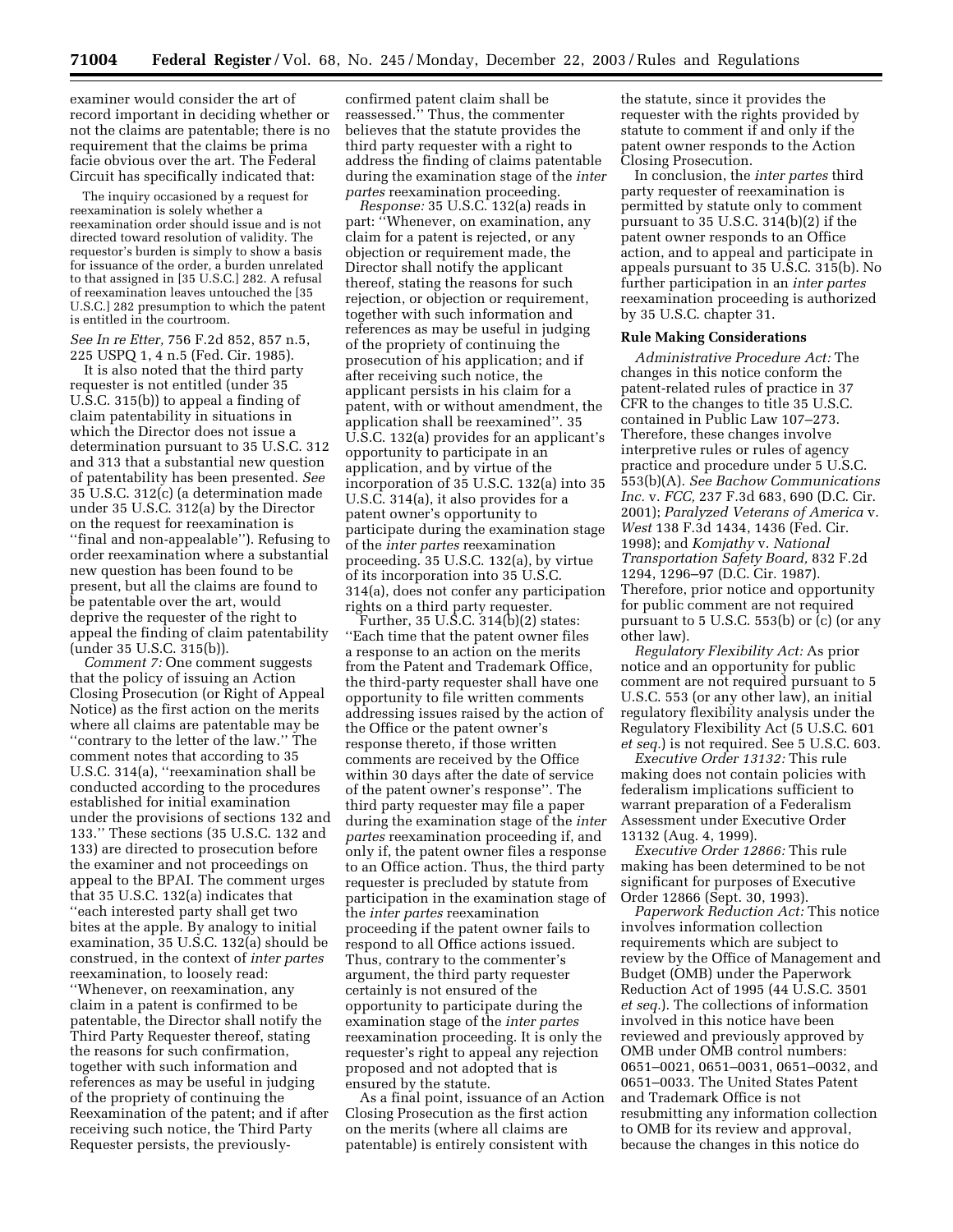examiner would consider the art of record important in deciding whether or not the claims are patentable; there is no requirement that the claims be prima facie obvious over the art. The Federal Circuit has specifically indicated that:

> The inquiry occasioned by a request for reexamination is solely whether a reexamination order should issue and is not directed toward resolution of validity. The requestor's burden is simply to show a basis for issuance of the order, a burden unrelated to that assigned in [35 U.S.C.] 282. A refusal of reexamination leaves untouched the [35 U.S.C.] 282 presumption to which the patent is entitled in the courtroom.

*See In re Etter,* 756 F.2d 852, 857 n.5, 225 USPQ 1, 4 n.5 (Fed. Cir. 1985).

It is also noted that the third party requester is not entitled (under 35 U.S.C. 315(b)) to appeal a finding of claim patentability in situations in which the Director does not issue a determination pursuant to 35 U.S.C. 312 and 313 that a substantial new question of patentability has been presented. *See* 35 U.S.C. 312(c) (a determination made under 35 U.S.C. 312(a) by the Director on the request for reexamination is ''final and non-appealable''). Refusing to order reexamination where a substantial new question has been found to be present, but all the claims are found to be patentable over the art, would deprive the requester of the right to appeal the finding of claim patentability (under 35 U.S.C. 315(b)).

*Comment 7:* One comment suggests that the policy of issuing an Action Closing Prosecution (or Right of Appeal Notice) as the first action on the merits where all claims are patentable may be ''contrary to the letter of the law.'' The comment notes that according to 35 U.S.C. 314(a), ''reexamination shall be conducted according to the procedures established for initial examination under the provisions of sections 132 and 133.'' These sections (35 U.S.C. 132 and 133) are directed to prosecution before the examiner and not proceedings on appeal to the BPAI. The comment urges that 35 U.S.C. 132(a) indicates that ''each interested party shall get two bites at the apple. By analogy to initial examination, 35 U.S.C. 132(a) should be construed, in the context of *inter partes* reexamination, to loosely read: ''Whenever, on reexamination, any claim in a patent is confirmed to be patentable, the Director shall notify the Third Party Requester thereof, stating the reasons for such confirmation, together with such information and references as may be useful in judging of the propriety of continuing the Reexamination of the patent; and if after receiving such notice, the Third Party Requester persists, the previously-confirmed patent claim shall be reassessed.'' Thus, the commenter believes that the statute provides the third party requester with a right to address the finding of claims patentable during the examination stage of the *inter partes* reexamination proceeding.

*Response:* 35 U.S.C. 132(a) reads in part: ''Whenever, on examination, any claim for a patent is rejected, or any objection or requirement made, the Director shall notify the applicant thereof, stating the reasons for such rejection, or objection or requirement, together with such information and references as may be useful in judging of the propriety of continuing the prosecution of his application; and if after receiving such notice, the applicant persists in his claim for a patent, with or without amendment, the application shall be reexamined''. 35 U.S.C. 132(a) provides for an applicant's opportunity to participate in an application, and by virtue of the incorporation of 35 U.S.C. 132(a) into 35 U.S.C. 314(a), it also provides for a patent owner's opportunity to participate during the examination stage of the *inter partes* reexamination proceeding. 35 U.S.C. 132(a), by virtue of its incorporation into 35 U.S.C. 314(a), does not confer any participation rights on a third party requester.

Further, 35 U.S.C. 314(b)(2) states: ''Each time that the patent owner files a response to an action on the merits from the Patent and Trademark Office, the third-party requester shall have one opportunity to file written comments addressing issues raised by the action of the Office or the patent owner's response thereto, if those written comments are received by the Office within 30 days after the date of service of the patent owner's response''. The third party requester may file a paper during the examination stage of the *inter partes* reexamination proceeding if, and only if, the patent owner files a response to an Office action. Thus, the third party requester is precluded by statute from participation in the examination stage of the *inter partes* reexamination proceeding if the patent owner fails to respond to all Office actions issued. Thus, contrary to the commenter's argument, the third party requester certainly is not ensured of the opportunity to participate during the examination stage of the *inter partes* reexamination proceeding. It is only the requester's right to appeal any rejection proposed and not adopted that is ensured by the statute.

As a final point, issuance of an Action Closing Prosecution as the first action on the merits (where all claims are patentable) is entirely consistent with the statute, since it provides the requester with the rights provided by statute to comment if and only if the patent owner responds to the Action Closing Prosecution.

In conclusion, the *inter partes* third party requester of reexamination is permitted by statute only to comment pursuant to 35 U.S.C. 314(b)(2) if the patent owner responds to an Office action, and to appeal and participate in appeals pursuant to 35 U.S.C. 315(b). No further participation in an *inter partes* reexamination proceeding is authorized by 35 U.S.C. chapter 31.

**Rule Making Considerations**

*Administrative Procedure Act:* The changes in this notice conform the patent-related rules of practice in 37 CFR to the changes to title 35 U.S.C. contained in Public Law 107–273. Therefore, these changes involve interpretive rules or rules of agency practice and procedure under 5 U.S.C. 553(b)(A). *See Bachow Communications Inc.* v. *FCC,* 237 F.3d 683, 690 (D.C. Cir. 2001); *Paralyzed Veterans of America* v. *West* 138 F.3d 1434, 1436 (Fed. Cir. 1998); and *Komjathy* v. *National Transportation Safety Board,* 832 F.2d 1294, 1296–97 (D.C. Cir. 1987). Therefore, prior notice and opportunity for public comment are not required pursuant to 5 U.S.C. 553(b) or (c) (or any other law).

*Regulatory Flexibility Act:* As prior notice and an opportunity for public comment are not required pursuant to 5 U.S.C. 553 (or any other law), an initial regulatory flexibility analysis under the Regulatory Flexibility Act (5 U.S.C. 601 *et seq.*) is not required. See 5 U.S.C. 603.

*Executive Order 13132:* This rule making does not contain policies with federalism implications sufficient to warrant preparation of a Federalism Assessment under Executive Order 13132 (Aug. 4, 1999).

*Executive Order 12866:* This rule making has been determined to be not significant for purposes of Executive Order 12866 (Sept. 30, 1993).

*Paperwork Reduction Act:* This notice involves information collection requirements which are subject to review by the Office of Management and Budget (OMB) under the Paperwork Reduction Act of 1995 (44 U.S.C. 3501 *et seq.*). The collections of information involved in this notice have been reviewed and previously approved by OMB under OMB control numbers: 0651–0021, 0651–0031, 0651–0032, and 0651–0033. The United States Patent and Trademark Office is not resubmitting any information collection to OMB for its review and approval, because the changes in this notice do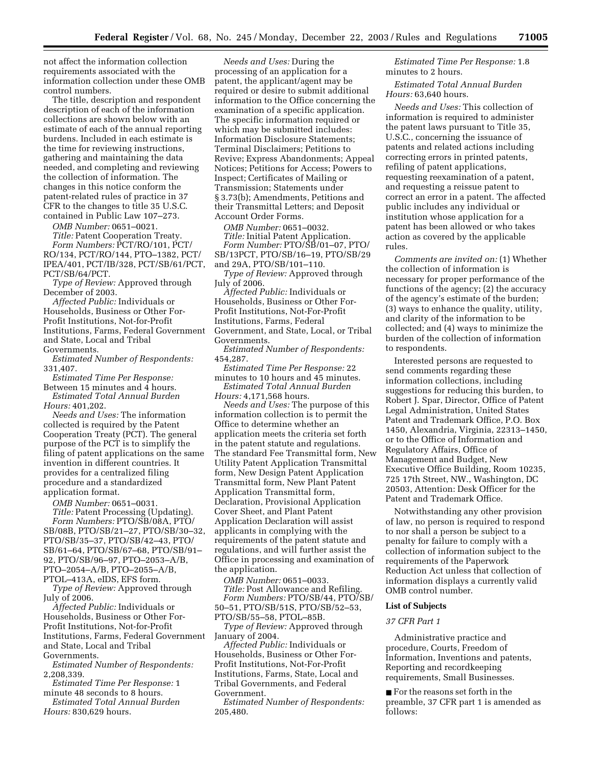not affect the information collection requirements associated with the information collection under these OMB control numbers.

The title, description and respondent description of each of the information collections are shown below with an estimate of each of the annual reporting burdens. Included in each estimate is the time for reviewing instructions, gathering and maintaining the data needed, and completing and reviewing the collection of information. The changes in this notice conform the patent-related rules of practice in 37 CFR to the changes to title 35 U.S.C. contained in Public Law 107–273.

*OMB Number:* 0651–0021.

*Title:* Patent Cooperation Treaty.

*Form Numbers:* PCT/RO/101, PCT/RO/134, PCT/RO/144, PTO–1382, PCT/IPEA/401, PCT/IB/328, PCT/SB/61/PCT, PCT/SB/64/PCT.

*Type of Review:* Approved through December of 2003.

*Affected Public:* Individuals or Households, Business or Other For-Profit Institutions, Not-for-Profit Institutions, Farms, Federal Government and State, Local and Tribal Governments.

*Estimated Number of Respondents:* 331,407.

*Estimated Time Per Response:* Between 15 minutes and 4 hours.

*Estimated Total Annual Burden Hours:* 401,202.

*Needs and Uses:* The information collected is required by the Patent Cooperation Treaty (PCT). The general purpose of the PCT is to simplify the filing of patent applications on the same invention in different countries. It provides for a centralized filing procedure and a standardized application format.

*OMB Number:* 0651–0031.

*Title:* Patent Processing (Updating).

*Form Numbers:* PTO/SB/08A, PTO/SB/08B, PTO/SB/21–27, PTO/SB/30–32, PTO/SB/35–37, PTO/SB/42–43, PTO/SB/61–64, PTO/SB/67–68, PTO/SB/91–92, PTO/SB/96–97, PTO–2053–A/B, PTO–2054–A/B, PTO–2055–A/B, PTOL–413A, eIDS, EFS form.

*Type of Review:* Approved through July of 2006.

*Affected Public:* Individuals or Households, Business or Other For-Profit Institutions, Not-for-Profit Institutions, Farms, Federal Government and State, Local and Tribal Governments.

*Estimated Number of Respondents:* 2,208,339.

*Estimated Time Per Response:* 1 minute 48 seconds to 8 hours.

*Estimated Total Annual Burden Hours:* 830,629 hours.

*Needs and Uses:* During the processing of an application for a patent, the applicant/agent may be required or desire to submit additional information to the Office concerning the examination of a specific application. The specific information required or which may be submitted includes: Information Disclosure Statements; Terminal Disclaimers; Petitions to Revive; Express Abandonments; Appeal Notices; Petitions for Access; Powers to Inspect; Certificates of Mailing or Transmission; Statements under § 3.73(b); Amendments, Petitions and their Transmittal Letters; and Deposit Account Order Forms.

*OMB Number:* 0651–0032.

*Title:* Initial Patent Application.

*Form Number:* PTO/SB/01–07, PTO/SB/13PCT, PTO/SB/16–19, PTO/SB/29 and 29A, PTO/SB/101–110.

*Type of Review:* Approved through July of 2006.

*Affected Public:* Individuals or Households, Business or Other For-Profit Institutions, Not-For-Profit Institutions, Farms, Federal Government, and State, Local, or Tribal Governments.

*Estimated Number of Respondents:* 454,287.

*Estimated Time Per Response:* 22 minutes to 10 hours and 45 minutes.

*Estimated Total Annual Burden Hours:* 4,171,568 hours.

*Needs and Uses:* The purpose of this information collection is to permit the Office to determine whether an application meets the criteria set forth in the patent statute and regulations. The standard Fee Transmittal form, New Utility Patent Application Transmittal form, New Design Patent Application Transmittal form, New Plant Patent Application Transmittal form, Declaration, Provisional Application Cover Sheet, and Plant Patent Application Declaration will assist applicants in complying with the requirements of the patent statute and regulations, and will further assist the Office in processing and examination of the application.

*OMB Number:* 0651–0033.

*Title:* Post Allowance and Refiling.

*Form Numbers:* PTO/SB/44, PTO/SB/50–51, PTO/SB/51S, PTO/SB/52–53, PTO/SB/55–58, PTOL–85B.

*Type of Review:* Approved through January of 2004.

*Affected Public:* Individuals or Households, Business or Other For-Profit Institutions, Not-For-Profit Institutions, Farms, State, Local and Tribal Governments, and Federal Government.

*Estimated Number of Respondents:* 205,480.

*Estimated Time Per Response:* 1.8 minutes to 2 hours.

*Estimated Total Annual Burden Hours:* 63,640 hours.

*Needs and Uses:* This collection of information is required to administer the patent laws pursuant to Title 35, U.S.C., concerning the issuance of patents and related actions including correcting errors in printed patents, refiling of patent applications, requesting reexamination of a patent, and requesting a reissue patent to correct an error in a patent. The affected public includes any individual or institution whose application for a patent has been allowed or who takes action as covered by the applicable rules.

*Comments are invited on:* (1) Whether the collection of information is necessary for proper performance of the functions of the agency; (2) the accuracy of the agency's estimate of the burden; (3) ways to enhance the quality, utility, and clarity of the information to be collected; and (4) ways to minimize the burden of the collection of information to respondents.

Interested persons are requested to send comments regarding these information collections, including suggestions for reducing this burden, to Robert J. Spar, Director, Office of Patent Legal Administration, United States Patent and Trademark Office, P.O. Box 1450, Alexandria, Virginia, 22313–1450, or to the Office of Information and Regulatory Affairs, Office of Management and Budget, New Executive Office Building, Room 10235, 725 17th Street, NW., Washington, DC 20503, Attention: Desk Officer for the Patent and Trademark Office.

Notwithstanding any other provision of law, no person is required to respond to nor shall a person be subject to a penalty for failure to comply with a collection of information subject to the requirements of the Paperwork Reduction Act unless that collection of information displays a currently valid OMB control number.

**List of Subjects**

*37 CFR Part 1*

Administrative practice and procedure, Courts, Freedom of Information, Inventions and patents, Reporting and recordkeeping requirements, Small Businesses.

■ For the reasons set forth in the preamble, 37 CFR part 1 is amended as follows: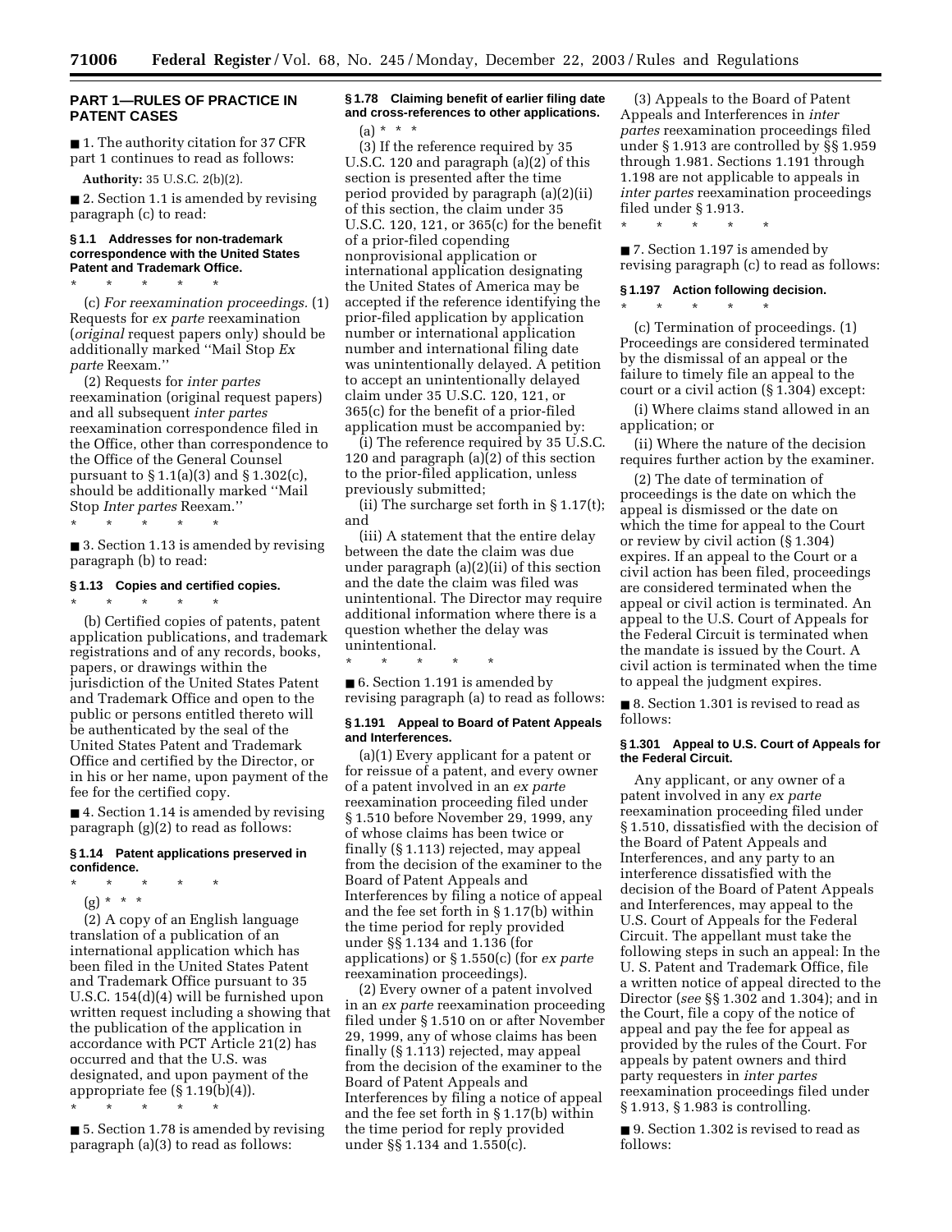## PART 1—RULES OF PRACTICE IN PATENT CASES

■ 1. The authority citation for 37 CFR part 1 continues to read as follows:

**Authority:** 35 U.S.C. 2(b)(2).

■ 2. Section 1.1 is amended by revising paragraph (c) to read:

#### § 1.1 Addresses for non-trademark correspondence with the United States Patent and Trademark Office.

\* \* \* \* \*

(c) *For reexamination proceedings.* (1) Requests for *ex parte* reexamination (*original* request papers only) should be additionally marked ''Mail Stop *Ex parte* Reexam.''

(2) Requests for *inter partes* reexamination (original request papers) and all subsequent *inter partes* reexamination correspondence filed in the Office, other than correspondence to the Office of the General Counsel pursuant to § 1.1(a)(3) and § 1.302(c), should be additionally marked ''Mail Stop *Inter partes* Reexam.''

\* \* \* \* \*

■ 3. Section 1.13 is amended by revising paragraph (b) to read:

#### § 1.13 Copies and certified copies.

\* \* \* \* \*

(b) Certified copies of patents, patent application publications, and trademark registrations and of any records, books, papers, or drawings within the jurisdiction of the United States Patent and Trademark Office and open to the public or persons entitled thereto will be authenticated by the seal of the United States Patent and Trademark Office and certified by the Director, or in his or her name, upon payment of the fee for the certified copy.

■ 4. Section 1.14 is amended by revising paragraph (g)(2) to read as follows:

#### § 1.14 Patent applications preserved in confidence.

\* \* \* \* \*

(g) \* \* \*

(2) A copy of an English language translation of a publication of an international application which has been filed in the United States Patent and Trademark Office pursuant to 35 U.S.C. 154(d)(4) will be furnished upon written request including a showing that the publication of the application in accordance with PCT Article 21(2) has occurred and that the U.S. was designated, and upon payment of the appropriate fee (§ 1.19(b)(4)).

\* \* \* \* \*

■ 5. Section 1.78 is amended by revising paragraph (a)(3) to read as follows:

#### § 1.78 Claiming benefit of earlier filing date and cross-references to other applications.

(a) \* \* \*

(3) If the reference required by 35 U.S.C. 120 and paragraph (a)(2) of this section is presented after the time period provided by paragraph (a)(2)(ii) of this section, the claim under 35 U.S.C. 120, 121, or 365(c) for the benefit of a prior-filed copending nonprovisional application or international application designating the United States of America may be accepted if the reference identifying the prior-filed application by application number or international application number and international filing date was unintentionally delayed. A petition to accept an unintentionally delayed claim under 35 U.S.C. 120, 121, or 365(c) for the benefit of a prior-filed application must be accompanied by:

(i) The reference required by 35 U.S.C. 120 and paragraph (a)(2) of this section to the prior-filed application, unless previously submitted;

(ii) The surcharge set forth in § 1.17(t); and

(iii) A statement that the entire delay between the date the claim was due under paragraph (a)(2)(ii) of this section and the date the claim was filed was unintentional. The Director may require additional information where there is a question whether the delay was unintentional.

\* \* \* \* \*

■ 6. Section 1.191 is amended by revising paragraph (a) to read as follows:

#### § 1.191 Appeal to Board of Patent Appeals and Interferences.

(a)(1) Every applicant for a patent or for reissue of a patent, and every owner of a patent involved in an *ex parte* reexamination proceeding filed under § 1.510 before November 29, 1999, any of whose claims has been twice or finally (§ 1.113) rejected, may appeal from the decision of the examiner to the Board of Patent Appeals and Interferences by filing a notice of appeal and the fee set forth in § 1.17(b) within the time period for reply provided under §§ 1.134 and 1.136 (for applications) or § 1.550(c) (for *ex parte* reexamination proceedings).

(2) Every owner of a patent involved in an *ex parte* reexamination proceeding filed under § 1.510 on or after November 29, 1999, any of whose claims has been finally (§ 1.113) rejected, may appeal from the decision of the examiner to the Board of Patent Appeals and Interferences by filing a notice of appeal and the fee set forth in § 1.17(b) within the time period for reply provided under §§ 1.134 and 1.550(c).

(3) Appeals to the Board of Patent Appeals and Interferences in *inter partes* reexamination proceedings filed under § 1.913 are controlled by §§ 1.959 through 1.981. Sections 1.191 through 1.198 are not applicable to appeals in *inter partes* reexamination proceedings filed under § 1.913.

\* \* \* \* \*

■ 7. Section 1.197 is amended by revising paragraph (c) to read as follows:

#### § 1.197 Action following decision.

\* \* \* \* \*

(c) Termination of proceedings. (1) Proceedings are considered terminated by the dismissal of an appeal or the failure to timely file an appeal to the court or a civil action (§ 1.304) except:

(i) Where claims stand allowed in an application; or

(ii) Where the nature of the decision requires further action by the examiner.

(2) The date of termination of proceedings is the date on which the appeal is dismissed or the date on which the time for appeal to the Court or review by civil action (§ 1.304) expires. If an appeal to the Court or a civil action has been filed, proceedings are considered terminated when the appeal or civil action is terminated. An appeal to the U.S. Court of Appeals for the Federal Circuit is terminated when the mandate is issued by the Court. A civil action is terminated when the time to appeal the judgment expires.

■ 8. Section 1.301 is revised to read as follows:

#### § 1.301 Appeal to U.S. Court of Appeals for the Federal Circuit.

Any applicant, or any owner of a patent involved in any *ex parte* reexamination proceeding filed under § 1.510, dissatisfied with the decision of the Board of Patent Appeals and Interferences, and any party to an interference dissatisfied with the decision of the Board of Patent Appeals and Interferences, may appeal to the U.S. Court of Appeals for the Federal Circuit. The appellant must take the following steps in such an appeal: In the U. S. Patent and Trademark Office, file a written notice of appeal directed to the Director (*see* §§ 1.302 and 1.304); and in the Court, file a copy of the notice of appeal and pay the fee for appeal as provided by the rules of the Court. For appeals by patent owners and third party requesters in *inter partes* reexamination proceedings filed under § 1.913, § 1.983 is controlling.

■ 9. Section 1.302 is revised to read as follows: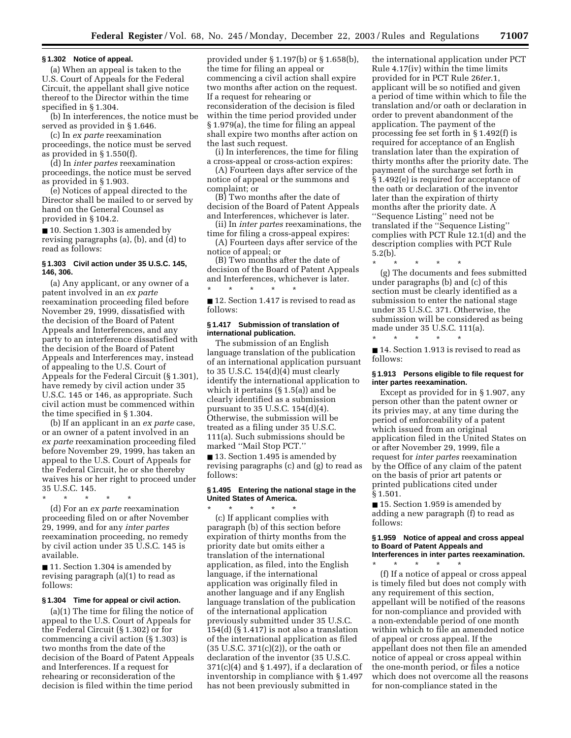### § 1.302 Notice of appeal.

(a) When an appeal is taken to the U.S. Court of Appeals for the Federal Circuit, the appellant shall give notice thereof to the Director within the time specified in § 1.304.

(b) In interferences, the notice must be served as provided in § 1.646.

(c) In *ex parte* reexamination proceedings, the notice must be served as provided in § 1.550(f).

(d) In *inter partes* reexamination proceedings, the notice must be served as provided in § 1.903.

(e) Notices of appeal directed to the Director shall be mailed to or served by hand on the General Counsel as provided in § 104.2.

■ 10. Section 1.303 is amended by revising paragraphs (a), (b), and (d) to read as follows:

### § 1.303 Civil action under 35 U.S.C. 145, 146, 306.

(a) Any applicant, or any owner of a patent involved in an *ex parte* reexamination proceeding filed before November 29, 1999, dissatisfied with the decision of the Board of Patent Appeals and Interferences, and any party to an interference dissatisfied with the decision of the Board of Patent Appeals and Interferences may, instead of appealing to the U.S. Court of Appeals for the Federal Circuit (§ 1.301), have remedy by civil action under 35 U.S.C. 145 or 146, as appropriate. Such civil action must be commenced within the time specified in § 1.304.

(b) If an applicant in an *ex parte* case, or an owner of a patent involved in an *ex parte* reexamination proceeding filed before November 29, 1999, has taken an appeal to the U.S. Court of Appeals for the Federal Circuit, he or she thereby waives his or her right to proceed under 35 U.S.C. 145.

\* \* \* \* \*

(d) For an *ex parte* reexamination proceeding filed on or after November 29, 1999, and for any *inter partes* reexamination proceeding, no remedy by civil action under 35 U.S.C. 145 is available.

■ 11. Section 1.304 is amended by revising paragraph (a)(1) to read as follows:

### § 1.304 Time for appeal or civil action.

(a)(1) The time for filing the notice of appeal to the U.S. Court of Appeals for the Federal Circuit (§ 1.302) or for commencing a civil action (§ 1.303) is two months from the date of the decision of the Board of Patent Appeals and Interferences. If a request for rehearing or reconsideration of the decision is filed within the time period provided under § 1.197(b) or § 1.658(b), the time for filing an appeal or commencing a civil action shall expire two months after action on the request. If a request for rehearing or reconsideration of the decision is filed within the time period provided under § 1.979(a), the time for filing an appeal shall expire two months after action on the last such request.

(i) In interferences, the time for filing a cross-appeal or cross-action expires:

(A) Fourteen days after service of the notice of appeal or the summons and complaint; or

(B) Two months after the date of decision of the Board of Patent Appeals and Interferences, whichever is later.

(ii) In *inter partes* reexaminations, the time for filing a cross-appeal expires:

(A) Fourteen days after service of the notice of appeal; or

(B) Two months after the date of decision of the Board of Patent Appeals and Interferences, whichever is later.

\* \* \* \* \*

■ 12. Section 1.417 is revised to read as follows:

### § 1.417 Submission of translation of international publication.

The submission of an English language translation of the publication of an international application pursuant to 35 U.S.C. 154(d)(4) must clearly identify the international application to which it pertains (§ 1.5(a)) and be clearly identified as a submission pursuant to 35 U.S.C. 154(d)(4). Otherwise, the submission will be treated as a filing under 35 U.S.C. 111(a). Such submissions should be marked ''Mail Stop PCT.''

■ 13. Section 1.495 is amended by revising paragraphs (c) and (g) to read as follows:

### § 1.495 Entering the national stage in the United States of America.

\* \* \* \* \*

(c) If applicant complies with paragraph (b) of this section before expiration of thirty months from the priority date but omits either a translation of the international application, as filed, into the English language, if the international application was originally filed in another language and if any English language translation of the publication of the international application previously submitted under 35 U.S.C. 154(d) (§ 1.417) is not also a translation of the international application as filed (35 U.S.C. 371(c)(2)), or the oath or declaration of the inventor (35 U.S.C. 371(c)(4) and § 1.497), if a declaration of inventorship in compliance with § 1.497 has not been previously submitted in the international application under PCT Rule 4.17(iv) within the time limits provided for in PCT Rule 26*ter*.1, applicant will be so notified and given a period of time within which to file the translation and/or oath or declaration in order to prevent abandonment of the application. The payment of the processing fee set forth in § 1.492(f) is required for acceptance of an English translation later than the expiration of thirty months after the priority date. The payment of the surcharge set forth in § 1.492(e) is required for acceptance of the oath or declaration of the inventor later than the expiration of thirty months after the priority date. A ''Sequence Listing'' need not be translated if the ''Sequence Listing'' complies with PCT Rule 12.1(d) and the description complies with PCT Rule 5.2(b).

\* \* \* \* \*

(g) The documents and fees submitted under paragraphs (b) and (c) of this section must be clearly identified as a submission to enter the national stage under 35 U.S.C. 371. Otherwise, the submission will be considered as being made under 35 U.S.C. 111(a).

\* \* \* \* \*

■ 14. Section 1.913 is revised to read as follows:

### § 1.913 Persons eligible to file request for inter partes reexamination.

Except as provided for in § 1.907, any person other than the patent owner or its privies may, at any time during the period of enforceability of a patent which issued from an original application filed in the United States on or after November 29, 1999, file a request for *inter partes* reexamination by the Office of any claim of the patent on the basis of prior art patents or printed publications cited under § 1.501.

■ 15. Section 1.959 is amended by adding a new paragraph (f) to read as follows:

### § 1.959 Notice of appeal and cross appeal to Board of Patent Appeals and Interferences in inter partes reexamination.

\* \* \* \* \*

(f) If a notice of appeal or cross appeal is timely filed but does not comply with any requirement of this section, appellant will be notified of the reasons for non-compliance and provided with a non-extendable period of one month within which to file an amended notice of appeal or cross appeal. If the appellant does not then file an amended notice of appeal or cross appeal within the one-month period, or files a notice which does not overcome all the reasons for non-compliance stated in the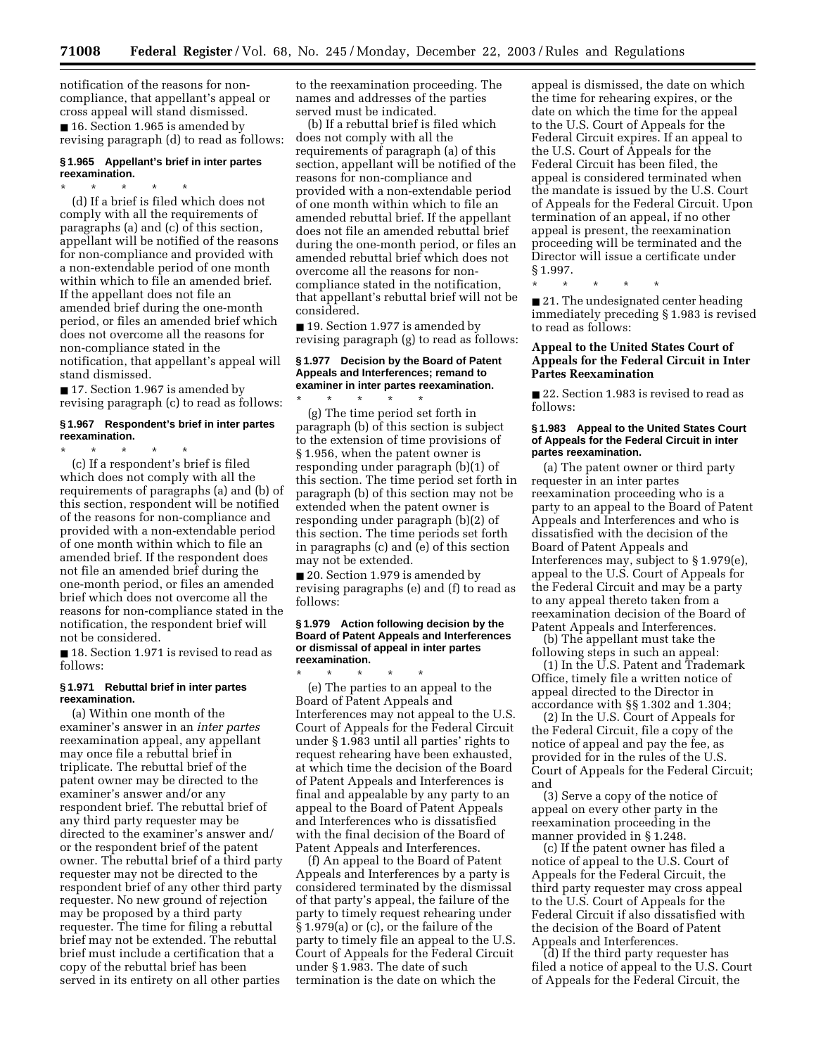notification of the reasons for non-compliance, that appellant's appeal or cross appeal will stand dismissed.

■ 16. Section 1.965 is amended by revising paragraph (d) to read as follows:

**§ 1.965 Appellant's brief in inter partes reexamination.**

\* \* \* \* \*

(d) If a brief is filed which does not comply with all the requirements of paragraphs (a) and (c) of this section, appellant will be notified of the reasons for non-compliance and provided with a non-extendable period of one month within which to file an amended brief. If the appellant does not file an amended brief during the one-month period, or files an amended brief which does not overcome all the reasons for non-compliance stated in the notification, that appellant's appeal will stand dismissed.

■ 17. Section 1.967 is amended by revising paragraph (c) to read as follows:

**§ 1.967 Respondent's brief in inter partes reexamination.**

\* \* \* \* \*

(c) If a respondent's brief is filed which does not comply with all the requirements of paragraphs (a) and (b) of this section, respondent will be notified of the reasons for non-compliance and provided with a non-extendable period of one month within which to file an amended brief. If the respondent does not file an amended brief during the one-month period, or files an amended brief which does not overcome all the reasons for non-compliance stated in the notification, the respondent brief will not be considered.

■ 18. Section 1.971 is revised to read as follows:

**§ 1.971 Rebuttal brief in inter partes reexamination.**

(a) Within one month of the examiner's answer in an *inter partes* reexamination appeal, any appellant may once file a rebuttal brief in triplicate. The rebuttal brief of the patent owner may be directed to the examiner's answer and/or any respondent brief. The rebuttal brief of any third party requester may be directed to the examiner's answer and/or the respondent brief of the patent owner. The rebuttal brief of a third party requester may not be directed to the respondent brief of any other third party requester. No new ground of rejection may be proposed by a third party requester. The time for filing a rebuttal brief may not be extended. The rebuttal brief must include a certification that a copy of the rebuttal brief has been served in its entirety on all other parties to the reexamination proceeding. The names and addresses of the parties served must be indicated.

(b) If a rebuttal brief is filed which does not comply with all the requirements of paragraph (a) of this section, appellant will be notified of the reasons for non-compliance and provided with a non-extendable period of one month within which to file an amended rebuttal brief. If the appellant does not file an amended rebuttal brief during the one-month period, or files an amended rebuttal brief which does not overcome all the reasons for non-compliance stated in the notification, that appellant's rebuttal brief will not be considered.

■ 19. Section 1.977 is amended by revising paragraph (g) to read as follows:

**§ 1.977 Decision by the Board of Patent Appeals and Interferences; remand to examiner in inter partes reexamination.**

\* \* \* \* \*

(g) The time period set forth in paragraph (b) of this section is subject to the extension of time provisions of § 1.956, when the patent owner is responding under paragraph (b)(1) of this section. The time period set forth in paragraph (b) of this section may not be extended when the patent owner is responding under paragraph (b)(2) of this section. The time periods set forth in paragraphs (c) and (e) of this section may not be extended.

■ 20. Section 1.979 is amended by revising paragraphs (e) and (f) to read as follows:

**§ 1.979 Action following decision by the Board of Patent Appeals and Interferences or dismissal of appeal in inter partes reexamination.**

\* \* \* \* \*

(e) The parties to an appeal to the Board of Patent Appeals and Interferences may not appeal to the U.S. Court of Appeals for the Federal Circuit under § 1.983 until all parties' rights to request rehearing have been exhausted, at which time the decision of the Board of Patent Appeals and Interferences is final and appealable by any party to an appeal to the Board of Patent Appeals and Interferences who is dissatisfied with the final decision of the Board of Patent Appeals and Interferences.

(f) An appeal to the Board of Patent Appeals and Interferences by a party is considered terminated by the dismissal of that party's appeal, the failure of the party to timely request rehearing under § 1.979(a) or (c), or the failure of the party to timely file an appeal to the U.S. Court of Appeals for the Federal Circuit under § 1.983. The date of such termination is the date on which the appeal is dismissed, the date on which the time for rehearing expires, or the date on which the time for the appeal to the U.S. Court of Appeals for the Federal Circuit expires. If an appeal to the U.S. Court of Appeals for the Federal Circuit has been filed, the appeal is considered terminated when the mandate is issued by the U.S. Court of Appeals for the Federal Circuit. Upon termination of an appeal, if no other appeal is present, the reexamination proceeding will be terminated and the Director will issue a certificate under § 1.997.

\* \* \* \* \*

■ 21. The undesignated center heading immediately preceding § 1.983 is revised to read as follows:

**Appeal to the United States Court of Appeals for the Federal Circuit in Inter Partes Reexamination**

■ 22. Section 1.983 is revised to read as follows:

**§ 1.983 Appeal to the United States Court of Appeals for the Federal Circuit in inter partes reexamination.**

(a) The patent owner or third party requester in an inter partes reexamination proceeding who is a party to an appeal to the Board of Patent Appeals and Interferences and who is dissatisfied with the decision of the Board of Patent Appeals and Interferences may, subject to § 1.979(e), appeal to the U.S. Court of Appeals for the Federal Circuit and may be a party to any appeal thereto taken from a reexamination decision of the Board of Patent Appeals and Interferences.

(b) The appellant must take the following steps in such an appeal:

(1) In the U.S. Patent and Trademark Office, timely file a written notice of appeal directed to the Director in accordance with §§ 1.302 and 1.304;

(2) In the U.S. Court of Appeals for the Federal Circuit, file a copy of the notice of appeal and pay the fee, as provided for in the rules of the U.S. Court of Appeals for the Federal Circuit; and

(3) Serve a copy of the notice of appeal on every other party in the reexamination proceeding in the manner provided in § 1.248.

(c) If the patent owner has filed a notice of appeal to the U.S. Court of Appeals for the Federal Circuit, the third party requester may cross appeal to the U.S. Court of Appeals for the Federal Circuit if also dissatisfied with the decision of the Board of Patent Appeals and Interferences.

(d) If the third party requester has filed a notice of appeal to the U.S. Court of Appeals for the Federal Circuit, the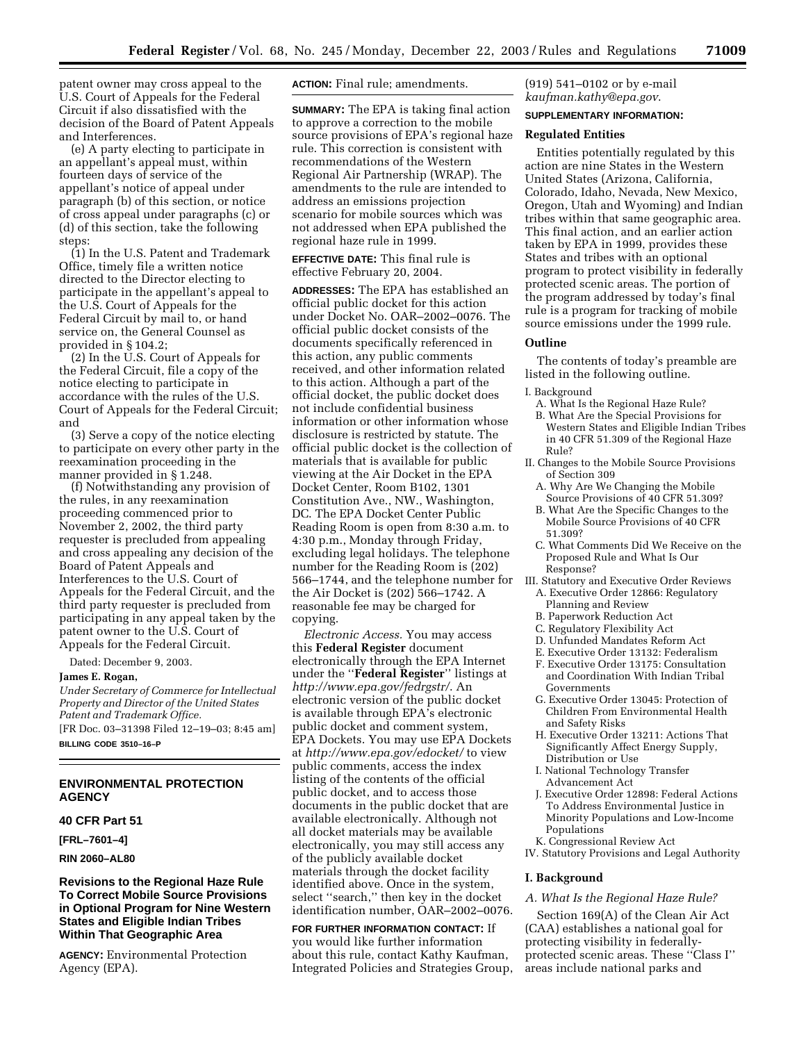patent owner may cross appeal to the U.S. Court of Appeals for the Federal Circuit if also dissatisfied with the decision of the Board of Patent Appeals and Interferences.

(e) A party electing to participate in an appellant's appeal must, within fourteen days of service of the appellant's notice of appeal under paragraph (b) of this section, or notice of cross appeal under paragraphs (c) or (d) of this section, take the following steps:

(1) In the U.S. Patent and Trademark Office, timely file a written notice directed to the Director electing to participate in the appellant's appeal to the U.S. Court of Appeals for the Federal Circuit by mail to, or hand service on, the General Counsel as provided in § 104.2;

(2) In the U.S. Court of Appeals for the Federal Circuit, file a copy of the notice electing to participate in accordance with the rules of the U.S. Court of Appeals for the Federal Circuit; and

(3) Serve a copy of the notice electing to participate on every other party in the reexamination proceeding in the manner provided in § 1.248.

(f) Notwithstanding any provision of the rules, in any reexamination proceeding commenced prior to November 2, 2002, the third party requester is precluded from appealing and cross appealing any decision of the Board of Patent Appeals and Interferences to the U.S. Court of Appeals for the Federal Circuit, and the third party requester is precluded from participating in any appeal taken by the patent owner to the U.S. Court of Appeals for the Federal Circuit.

Dated: December 9, 2003.

**James E. Rogan,**

*Under Secretary of Commerce for Intellectual Property and Director of the United States Patent and Trademark Office.*

[FR Doc. 03–31398 Filed 12–19–03; 8:45 am]

**BILLING CODE 3510–16–P**

## ENVIRONMENTAL PROTECTION AGENCY

**40 CFR Part 51**

**[FRL–7601–4]**

**RIN 2060–AL80**

### Revisions to the Regional Haze Rule To Correct Mobile Source Provisions in Optional Program for Nine Western States and Eligible Indian Tribes Within That Geographic Area

**AGENCY:** Environmental Protection Agency (EPA).

**ACTION:** Final rule; amendments.

**SUMMARY:** The EPA is taking final action to approve a correction to the mobile source provisions of EPA's regional haze rule. This correction is consistent with recommendations of the Western Regional Air Partnership (WRAP). The amendments to the rule are intended to address an emissions projection scenario for mobile sources which was not addressed when EPA published the regional haze rule in 1999.

**EFFECTIVE DATE:** This final rule is effective February 20, 2004.

**ADDRESSES:** The EPA has established an official public docket for this action under Docket No. OAR–2002–0076. The official public docket consists of the documents specifically referenced in this action, any public comments received, and other information related to this action. Although a part of the official docket, the public docket does not include confidential business information or other information whose disclosure is restricted by statute. The official public docket is the collection of materials that is available for public viewing at the Air Docket in the EPA Docket Center, Room B102, 1301 Constitution Ave., NW., Washington, DC. The EPA Docket Center Public Reading Room is open from 8:30 a.m. to 4:30 p.m., Monday through Friday, excluding legal holidays. The telephone number for the Reading Room is (202) 566–1744, and the telephone number for the Air Docket is (202) 566–1742. A reasonable fee may be charged for copying.

*Electronic Access.* You may access this **Federal Register** document electronically through the EPA Internet under the "**Federal Register**" listings at *http://www.epa.gov/fedrgstr/*. An electronic version of the public docket is available through EPA's electronic public docket and comment system, EPA Dockets. You may use EPA Dockets at *http://www.epa.gov/edocket/* to view public comments, access the index listing of the contents of the official public docket, and to access those documents in the public docket that are available electronically. Although not all docket materials may be available electronically, you may still access any of the publicly available docket materials through the docket facility identified above. Once in the system, select "search," then key in the docket identification number, OAR–2002–0076.

**FOR FURTHER INFORMATION CONTACT:** If you would like further information about this rule, contact Kathy Kaufman, Integrated Policies and Strategies Group, (919) 541–0102 or by e-mail *kaufman.kathy@epa.gov*.

**SUPPLEMENTARY INFORMATION:**

**Regulated Entities**

Entities potentially regulated by this action are nine States in the Western United States (Arizona, California, Colorado, Idaho, Nevada, New Mexico, Oregon, Utah and Wyoming) and Indian tribes within that same geographic area. This final action, and an earlier action taken by EPA in 1999, provides these States and tribes with an optional program to protect visibility in federally protected scenic areas. The portion of the program addressed by today's final rule is a program for tracking of mobile source emissions under the 1999 rule.

**Outline**

The contents of today's preamble are listed in the following outline.

I. Background
- A. What Is the Regional Haze Rule?
- B. What Are the Special Provisions for Western States and Eligible Indian Tribes in 40 CFR 51.309 of the Regional Haze Rule?

II. Changes to the Mobile Source Provisions of Section 309
- A. Why Are We Changing the Mobile Source Provisions of 40 CFR 51.309?
- B. What Are the Specific Changes to the Mobile Source Provisions of 40 CFR 51.309?
- C. What Comments Did We Receive on the Proposed Rule and What Is Our Response?

III. Statutory and Executive Order Reviews
- A. Executive Order 12866: Regulatory Planning and Review
- B. Paperwork Reduction Act
- C. Regulatory Flexibility Act
- D. Unfunded Mandates Reform Act
- E. Executive Order 13132: Federalism
- F. Executive Order 13175: Consultation and Coordination With Indian Tribal Governments
- G. Executive Order 13045: Protection of Children From Environmental Health and Safety Risks
- H. Executive Order 13211: Actions That Significantly Affect Energy Supply, Distribution or Use
- I. National Technology Transfer Advancement Act
- J. Executive Order 12898: Federal Actions To Address Environmental Justice in Minority Populations and Low-Income Populations
- K. Congressional Review Act

IV. Statutory Provisions and Legal Authority

### I. Background

*A. What Is the Regional Haze Rule?*

Section 169(A) of the Clean Air Act (CAA) establishes a national goal for protecting visibility in federally-protected scenic areas. These "Class I" areas include national parks and